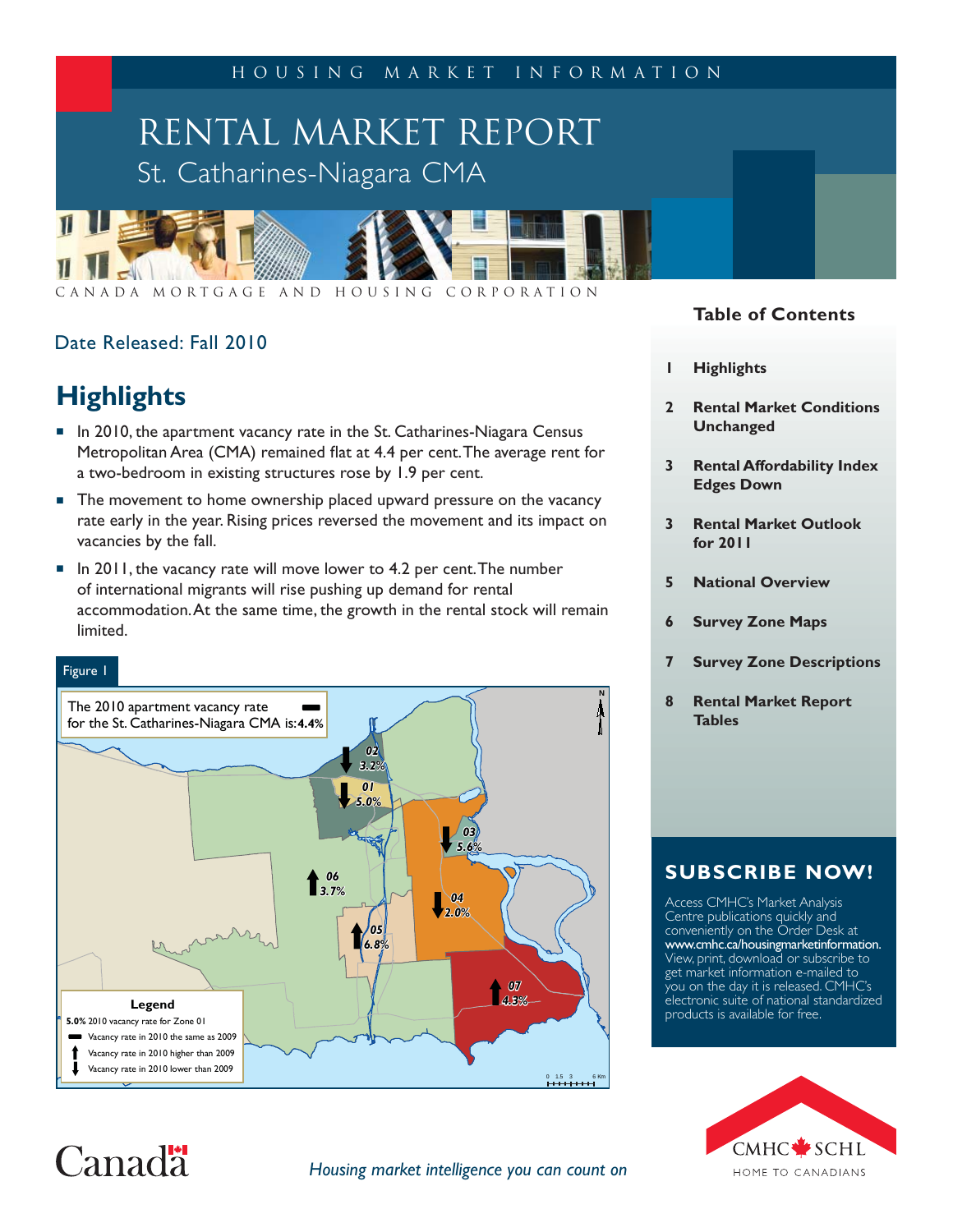HOUSING MARKET INFORMATION

# RENTAL MARKET REPORT

## St. Catharines-Niagara CMA

CANADA MORTGAGE AND HOUSING CORPORATION

Date Released: Fall 2010

## Highlights

- In 2010, the apartment vacancy rate in the St. Catharines-Niagara Census Metropolitan Area (CMA) remained flat at 4.4 per cent. The average rent for a two-bedroom in existing structures rose by 1.9 per cent.
- The movement to home ownership placed upward pressure on the vacancy rate early in the year. Rising prices reversed the movement and its impact on vacancies by the fall.
- In 2011, the vacancy rate will move lower to 4.2 per cent. The number of international migrants will rise pushing up demand for rental accommodation. At the same time, the growth in the rental stock will remain limited.

Figure 1

The 2010 apartment vacancy rate for the St. Catharines-Niagara CMA is: **4.4%**

02 3.2%
01 5.0%
03 5.6%
06 3.7%
04 2.0%
05 6.8%
07 4.3%

Legend
**5.0%** 2010 vacancy rate for Zone 01
Vacancy rate in 2010 the same as 2009
Vacancy rate in 2010 higher than 2009
Vacancy rate in 2010 lower than 2009

### Table of Contents

| | |
|---|---|
| 1 | **Highlights** |
| 2 | **Rental Market Conditions Unchanged** |
| 3 | **Rental Affordability Index Edges Down** |
| 3 | **Rental Market Outlook for 2011** |
| 5 | **National Overview** |
| 6 | **Survey Zone Maps** |
| 7 | **Survey Zone Descriptions** |
| 8 | **Rental Market Report Tables** |

### SUBSCRIBE NOW!

Access CMHC's Market Analysis Centre publications quickly and conveniently on the Order Desk at **www.cmhc.ca/housingmarketinformation.** View, print, download or subscribe to get market information e-mailed to you on the day it is released. CMHC's electronic suite of national standardized products is available for free.

*Housing market intelligence you can count on*

CMHC SCHL HOME TO CANADIANS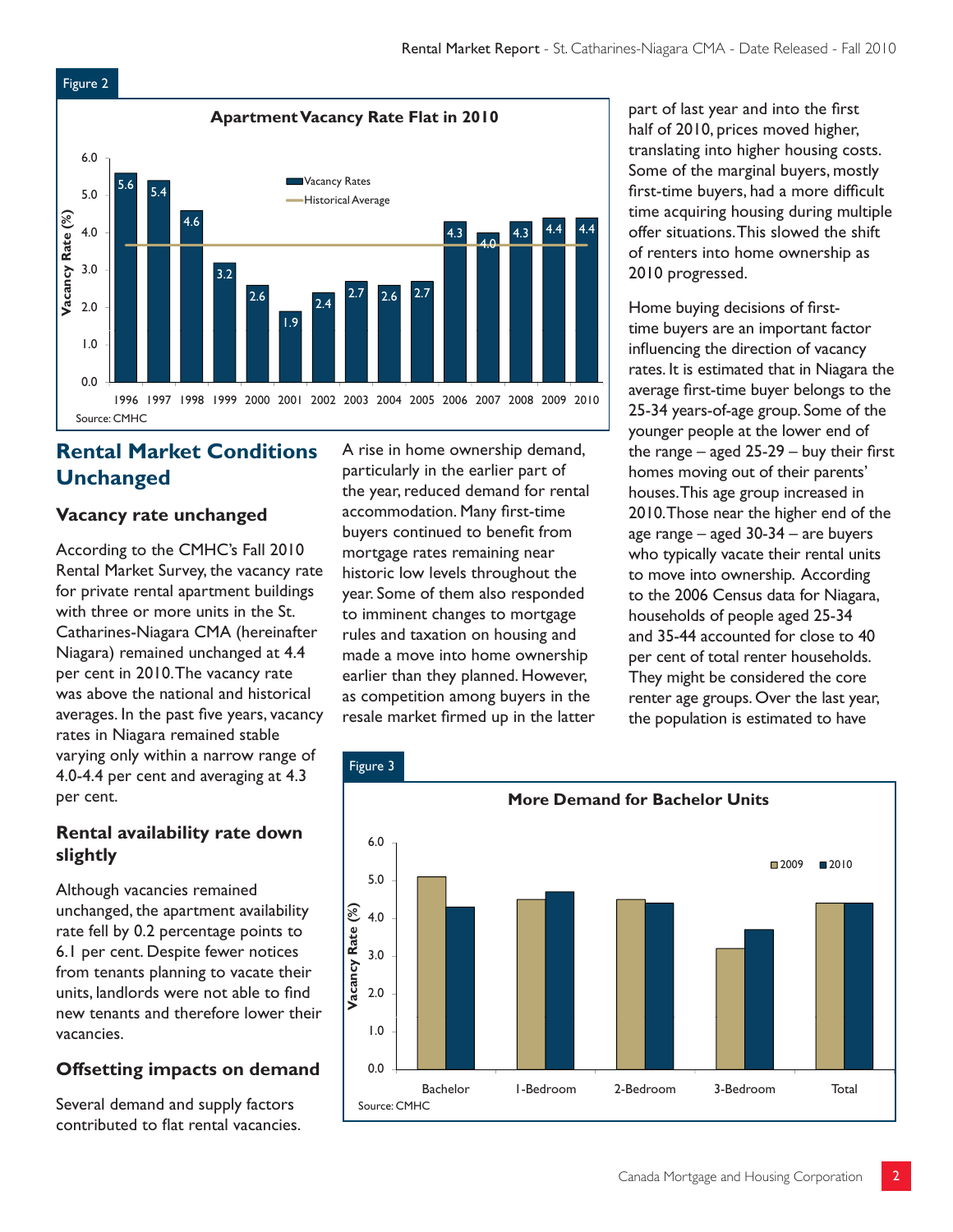Figure 2

**Apartment Vacancy Rate Flat in 2010**

| Year | Vacancy Rates (%) |
|---|---|
| 1996 | 5.6 |
| 1997 | 5.4 |
| 1998 | 4.6 |
| 1999 | 3.2 |
| 2000 | 2.6 |
| 2001 | 1.9 |
| 2002 | 2.4 |
| 2003 | 2.7 |
| 2004 | 2.6 |
| 2005 | 2.7 |
| 2006 | 4.3 |
| 2007 | 4.0 |
| 2008 | 4.3 |
| 2009 | 4.4 |
| 2010 | 4.4 |

Source: CMHC

## Rental Market Conditions Unchanged

### Vacancy rate unchanged

According to the CMHC's Fall 2010 Rental Market Survey, the vacancy rate for private rental apartment buildings with three or more units in the St. Catharines-Niagara CMA (hereinafter Niagara) remained unchanged at 4.4 per cent in 2010. The vacancy rate was above the national and historical averages. In the past five years, vacancy rates in Niagara remained stable varying only within a narrow range of 4.0-4.4 per cent and averaging at 4.3 per cent.

### Rental availability rate down slightly

Although vacancies remained unchanged, the apartment availability rate fell by 0.2 percentage points to 6.1 per cent. Despite fewer notices from tenants planning to vacate their units, landlords were not able to find new tenants and therefore lower their vacancies.

### Offsetting impacts on demand

Several demand and supply factors contributed to flat rental vacancies. A rise in home ownership demand, particularly in the earlier part of the year, reduced demand for rental accommodation. Many first-time buyers continued to benefit from mortgage rates remaining near historic low levels throughout the year. Some of them also responded to imminent changes to mortgage rules and taxation on housing and made a move into home ownership earlier than they planned. However, as competition among buyers in the resale market firmed up in the latter part of last year and into the first half of 2010, prices moved higher, translating into higher housing costs. Some of the marginal buyers, mostly first-time buyers, had a more difficult time acquiring housing during multiple offer situations. This slowed the shift of renters into home ownership as 2010 progressed.

Home buying decisions of first-time buyers are an important factor influencing the direction of vacancy rates. It is estimated that in Niagara the average first-time buyer belongs to the 25-34 years-of-age group. Some of the younger people at the lower end of the range – aged 25-29 – buy their first homes moving out of their parents' houses. This age group increased in 2010. Those near the higher end of the age range – aged 30-34 – are buyers who typically vacate their rental units to move into ownership. According to the 2006 Census data for Niagara, households of people aged 25-34 and 35-44 accounted for close to 40 per cent of total renter households. They might be considered the core renter age groups. Over the last year, the population is estimated to have

Figure 3

**More Demand for Bachelor Units**

| Unit Type | 2009 (%) | 2010 (%) |
|---|---|---|
| Bachelor | 5.1 | 4.3 |
| 1-Bedroom | 4.5 | 4.7 |
| 2-Bedroom | 4.5 | 4.4 |
| 3-Bedroom | 3.2 | 3.7 |
| Total | 4.4 | 4.4 |

Source: CMHC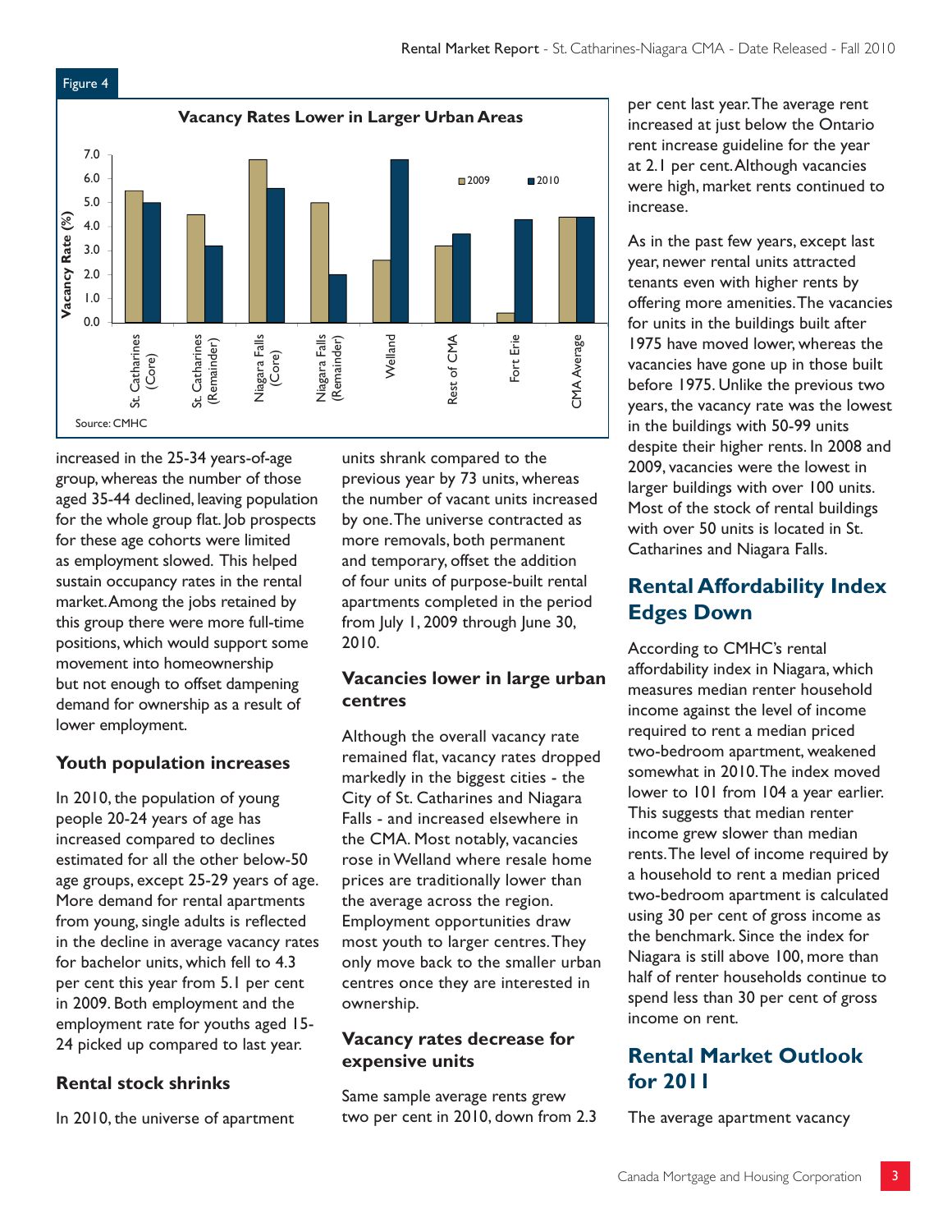Figure 4

**Vacancy Rates Lower in Larger Urban Areas**

Source: CMHC

increased in the 25-34 years-of-age group, whereas the number of those aged 35-44 declined, leaving population for the whole group flat. Job prospects for these age cohorts were limited as employment slowed. This helped sustain occupancy rates in the rental market. Among the jobs retained by this group there were more full-time positions, which would support some movement into homeownership but not enough to offset dampening demand for ownership as a result of lower employment.

### Youth population increases

In 2010, the population of young people 20-24 years of age has increased compared to declines estimated for all the other below-50 age groups, except 25-29 years of age. More demand for rental apartments from young, single adults is reflected in the decline in average vacancy rates for bachelor units, which fell to 4.3 per cent this year from 5.1 per cent in 2009. Both employment and the employment rate for youths aged 15-24 picked up compared to last year.

### Rental stock shrinks

In 2010, the universe of apartment units shrank compared to the previous year by 73 units, whereas the number of vacant units increased by one. The universe contracted as more removals, both permanent and temporary, offset the addition of four units of purpose-built rental apartments completed in the period from July 1, 2009 through June 30, 2010.

### Vacancies lower in large urban centres

Although the overall vacancy rate remained flat, vacancy rates dropped markedly in the biggest cities - the City of St. Catharines and Niagara Falls - and increased elsewhere in the CMA. Most notably, vacancies rose in Welland where resale home prices are traditionally lower than the average across the region. Employment opportunities draw most youth to larger centres. They only move back to the smaller urban centres once they are interested in ownership.

### Vacancy rates decrease for expensive units

Same sample average rents grew two per cent in 2010, down from 2.3 per cent last year. The average rent increased at just below the Ontario rent increase guideline for the year at 2.1 per cent. Although vacancies were high, market rents continued to increase.

As in the past few years, except last year, newer rental units attracted tenants even with higher rents by offering more amenities. The vacancies for units in the buildings built after 1975 have moved lower, whereas the vacancies have gone up in those built before 1975. Unlike the previous two years, the vacancy rate was the lowest in the buildings with 50-99 units despite their higher rents. In 2008 and 2009, vacancies were the lowest in larger buildings with over 100 units. Most of the stock of rental buildings with over 50 units is located in St. Catharines and Niagara Falls.

## Rental Affordability Index Edges Down

According to CMHC's rental affordability index in Niagara, which measures median renter household income against the level of income required to rent a median priced two-bedroom apartment, weakened somewhat in 2010. The index moved lower to 101 from 104 a year earlier. This suggests that median renter income grew slower than median rents. The level of income required by a household to rent a median priced two-bedroom apartment is calculated using 30 per cent of gross income as the benchmark. Since the index for Niagara is still above 100, more than half of renter households continue to spend less than 30 per cent of gross income on rent.

## Rental Market Outlook for 2011

The average apartment vacancy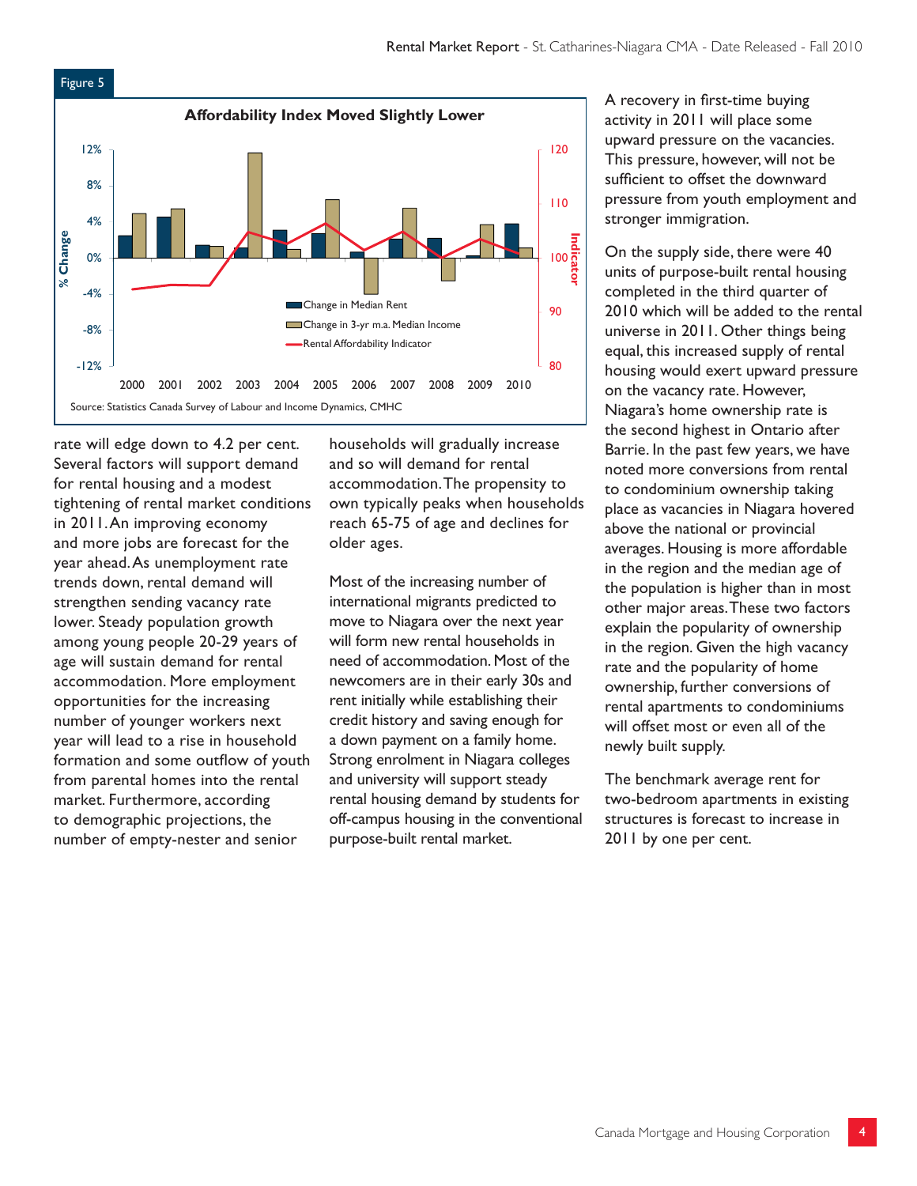Figure 5

**Affordability Index Moved Slightly Lower**

Source: Statistics Canada Survey of Labour and Income Dynamics, CMHC

rate will edge down to 4.2 per cent. Several factors will support demand for rental housing and a modest tightening of rental market conditions in 2011. An improving economy and more jobs are forecast for the year ahead. As unemployment rate trends down, rental demand will strengthen sending vacancy rate lower. Steady population growth among young people 20-29 years of age will sustain demand for rental accommodation. More employment opportunities for the increasing number of younger workers next year will lead to a rise in household formation and some outflow of youth from parental homes into the rental market. Furthermore, according to demographic projections, the number of empty-nester and senior households will gradually increase and so will demand for rental accommodation. The propensity to own typically peaks when households reach 65-75 of age and declines for older ages.

Most of the increasing number of international migrants predicted to move to Niagara over the next year will form new rental households in need of accommodation. Most of the newcomers are in their early 30s and rent initially while establishing their credit history and saving enough for a down payment on a family home. Strong enrolment in Niagara colleges and university will support steady rental housing demand by students for off-campus housing in the conventional purpose-built rental market.

A recovery in first-time buying activity in 2011 will place some upward pressure on the vacancies. This pressure, however, will not be sufficient to offset the downward pressure from youth employment and stronger immigration.

On the supply side, there were 40 units of purpose-built rental housing completed in the third quarter of 2010 which will be added to the rental universe in 2011. Other things being equal, this increased supply of rental housing would exert upward pressure on the vacancy rate. However, Niagara's home ownership rate is the second highest in Ontario after Barrie. In the past few years, we have noted more conversions from rental to condominium ownership taking place as vacancies in Niagara hovered above the national or provincial averages. Housing is more affordable in the region and the median age of the population is higher than in most other major areas. These two factors explain the popularity of ownership in the region. Given the high vacancy rate and the popularity of home ownership, further conversions of rental apartments to condominiums will offset most or even all of the newly built supply.

The benchmark average rent for two-bedroom apartments in existing structures is forecast to increase in 2011 by one per cent.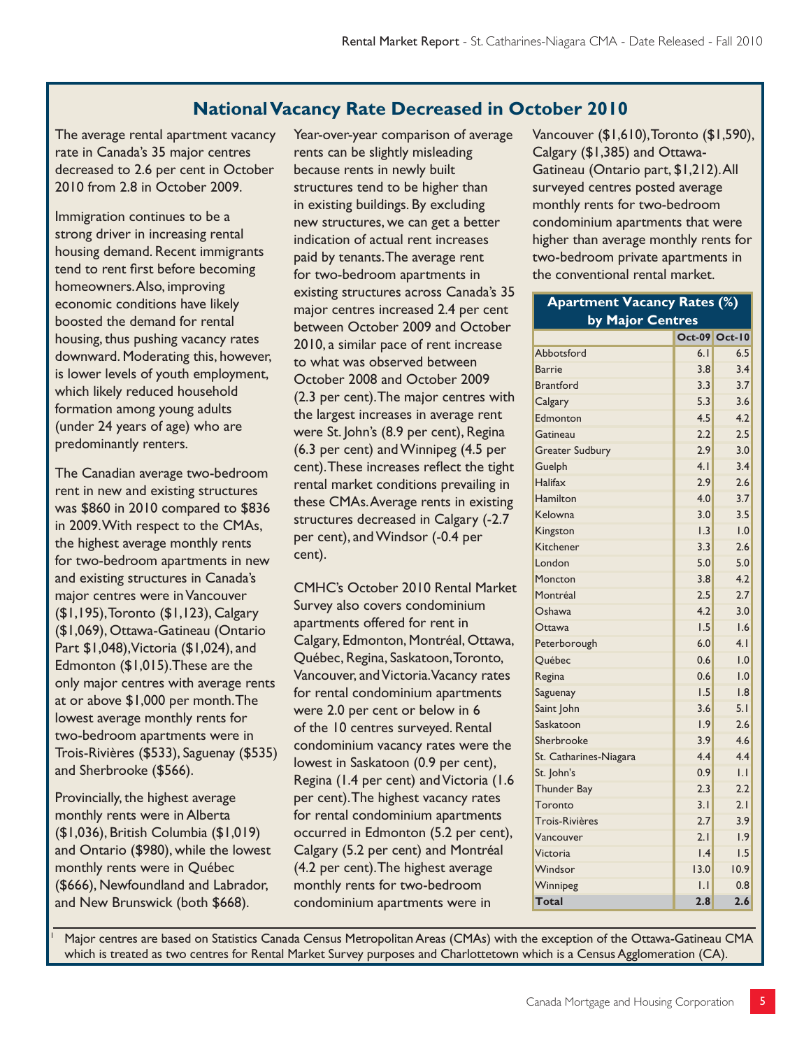## National Vacancy Rate Decreased in October 2010

The average rental apartment vacancy rate in Canada's 35 major centres decreased to 2.6 per cent in October 2010 from 2.8 in October 2009.

Immigration continues to be a strong driver in increasing rental housing demand. Recent immigrants tend to rent first before becoming homeowners. Also, improving economic conditions have likely boosted the demand for rental housing, thus pushing vacancy rates downward. Moderating this, however, is lower levels of youth employment, which likely reduced household formation among young adults (under 24 years of age) who are predominantly renters.

The Canadian average two-bedroom rent in new and existing structures was $860 in 2010 compared to $836 in 2009. With respect to the CMAs, the highest average monthly rents for two-bedroom apartments in new and existing structures in Canada's major centres were in Vancouver ($1,195), Toronto ($1,123), Calgary ($1,069), Ottawa-Gatineau (Ontario Part $1,048), Victoria ($1,024), and Edmonton ($1,015). These are the only major centres with average rents at or above $1,000 per month. The lowest average monthly rents for two-bedroom apartments were in Trois-Rivières ($533), Saguenay ($535) and Sherbrooke ($566).

Provincially, the highest average monthly rents were in Alberta ($1,036), British Columbia ($1,019) and Ontario ($980), while the lowest monthly rents were in Québec ($666), Newfoundland and Labrador, and New Brunswick (both $668).

Year-over-year comparison of average rents can be slightly misleading because rents in newly built structures tend to be higher than in existing buildings. By excluding new structures, we can get a better indication of actual rent increases paid by tenants. The average rent for two-bedroom apartments in existing structures across Canada's 35 major centres increased 2.4 per cent between October 2009 and October 2010, a similar pace of rent increase to what was observed between October 2008 and October 2009 (2.3 per cent). The major centres with the largest increases in average rent were St. John's (8.9 per cent), Regina (6.3 per cent) and Winnipeg (4.5 per cent). These increases reflect the tight rental market conditions prevailing in these CMAs. Average rents in existing structures decreased in Calgary (-2.7 per cent), and Windsor (-0.4 per cent).

CMHC's October 2010 Rental Market Survey also covers condominium apartments offered for rent in Calgary, Edmonton, Montréal, Ottawa, Québec, Regina, Saskatoon, Toronto, Vancouver, and Victoria. Vacancy rates for rental condominium apartments were 2.0 per cent or below in 6 of the 10 centres surveyed. Rental condominium vacancy rates were the lowest in Saskatoon (0.9 per cent), Regina (1.4 per cent) and Victoria (1.6 per cent). The highest vacancy rates for rental condominium apartments occurred in Edmonton (5.2 per cent), Calgary (5.2 per cent) and Montréal (4.2 per cent). The highest average monthly rents for two-bedroom condominium apartments were in Vancouver ($1,610), Toronto ($1,590), Calgary ($1,385) and Ottawa-Gatineau (Ontario part, $1,212). All surveyed centres posted average monthly rents for two-bedroom condominium apartments that were higher than average monthly rents for two-bedroom private apartments in the conventional rental market.

**Apartment Vacancy Rates (%) by Major Centres**

| | Oct-09 | Oct-10 |
|---|---|---|
| Abbotsford | 6.1 | 6.5 |
| Barrie | 3.8 | 3.4 |
| Brantford | 3.3 | 3.7 |
| Calgary | 5.3 | 3.6 |
| Edmonton | 4.5 | 4.2 |
| Gatineau | 2.2 | 2.5 |
| Greater Sudbury | 2.9 | 3.0 |
| Guelph | 4.1 | 3.4 |
| Halifax | 2.9 | 2.6 |
| Hamilton | 4.0 | 3.7 |
| Kelowna | 3.0 | 3.5 |
| Kingston | 1.3 | 1.0 |
| Kitchener | 3.3 | 2.6 |
| London | 5.0 | 5.0 |
| Moncton | 3.8 | 4.2 |
| Montréal | 2.5 | 2.7 |
| Oshawa | 4.2 | 3.0 |
| Ottawa | 1.5 | 1.6 |
| Peterborough | 6.0 | 4.1 |
| Québec | 0.6 | 1.0 |
| Regina | 0.6 | 1.0 |
| Saguenay | 1.5 | 1.8 |
| Saint John | 3.6 | 5.1 |
| Saskatoon | 1.9 | 2.6 |
| Sherbrooke | 3.9 | 4.6 |
| St. Catharines-Niagara | 4.4 | 4.4 |
| St. John's | 0.9 | 1.1 |
| Thunder Bay | 2.3 | 2.2 |
| Toronto | 3.1 | 2.1 |
| Trois-Rivières | 2.7 | 3.9 |
| Vancouver | 2.1 | 1.9 |
| Victoria | 1.4 | 1.5 |
| Windsor | 13.0 | 10.9 |
| Winnipeg | 1.1 | 0.8 |
| **Total** | **2.8** | **2.6** |

[1] Major centres are based on Statistics Canada Census Metropolitan Areas (CMAs) with the exception of the Ottawa-Gatineau CMA which is treated as two centres for Rental Market Survey purposes and Charlottetown which is a Census Agglomeration (CA).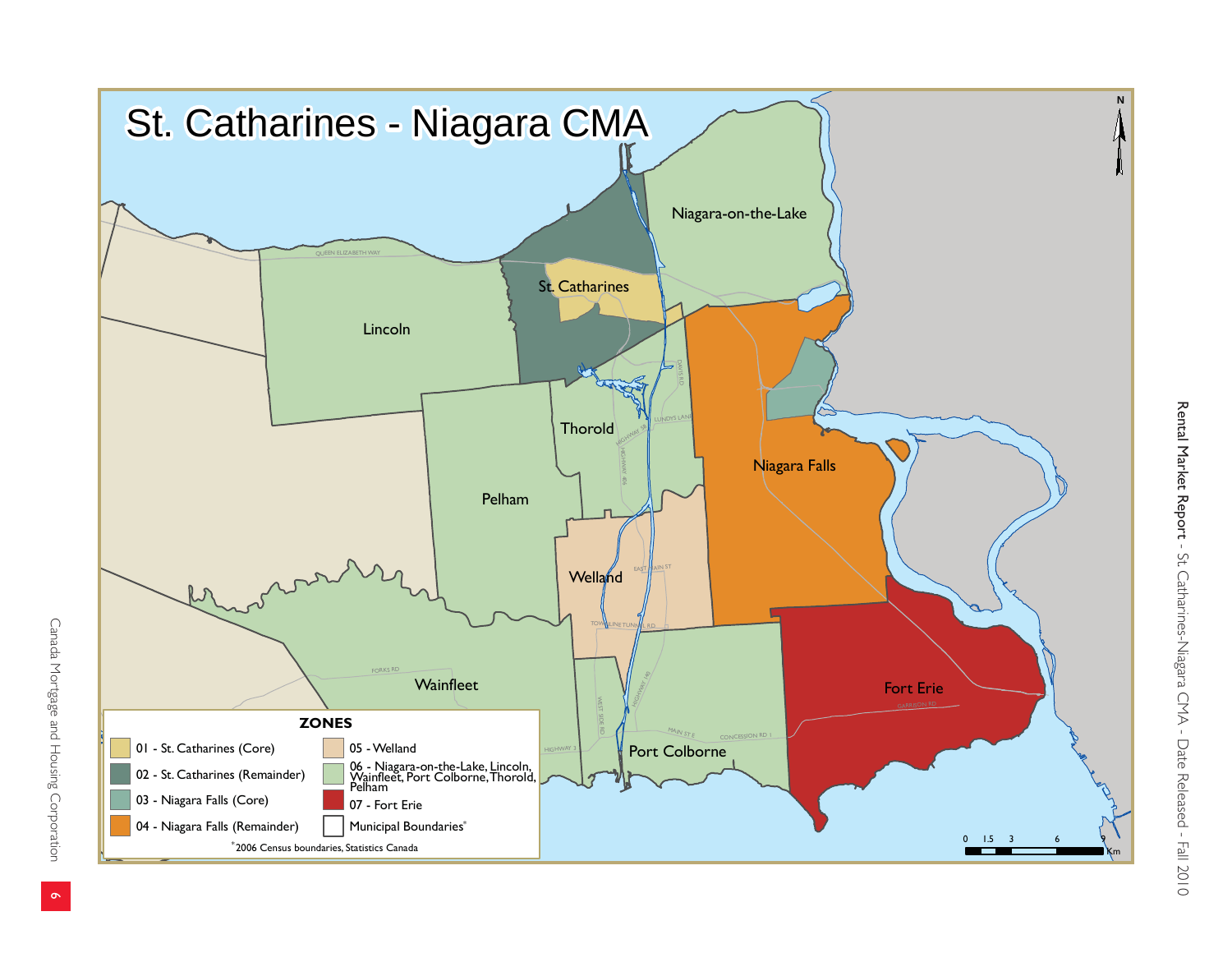# St. Catharines - Niagara CMA

Niagara-on-the-Lake

St. Catharines

Lincoln

Thorold

Pelham

Niagara Falls

Welland

Wainfleet

Fort Erie

Port Colborne

**ZONES**

| | |
|---|---|
| 01 - St. Catharines (Core) | 05 - Welland |
| 02 - St. Catharines (Remainder) | 06 - Niagara-on-the-Lake, Lincoln, Wainfleet, Port Colborne, Thorold, Pelham |
| 03 - Niagara Falls (Core) | 07 - Fort Erie |
| 04 - Niagara Falls (Remainder) | Municipal Boundaries* |

*2006 Census boundaries, Statistics Canada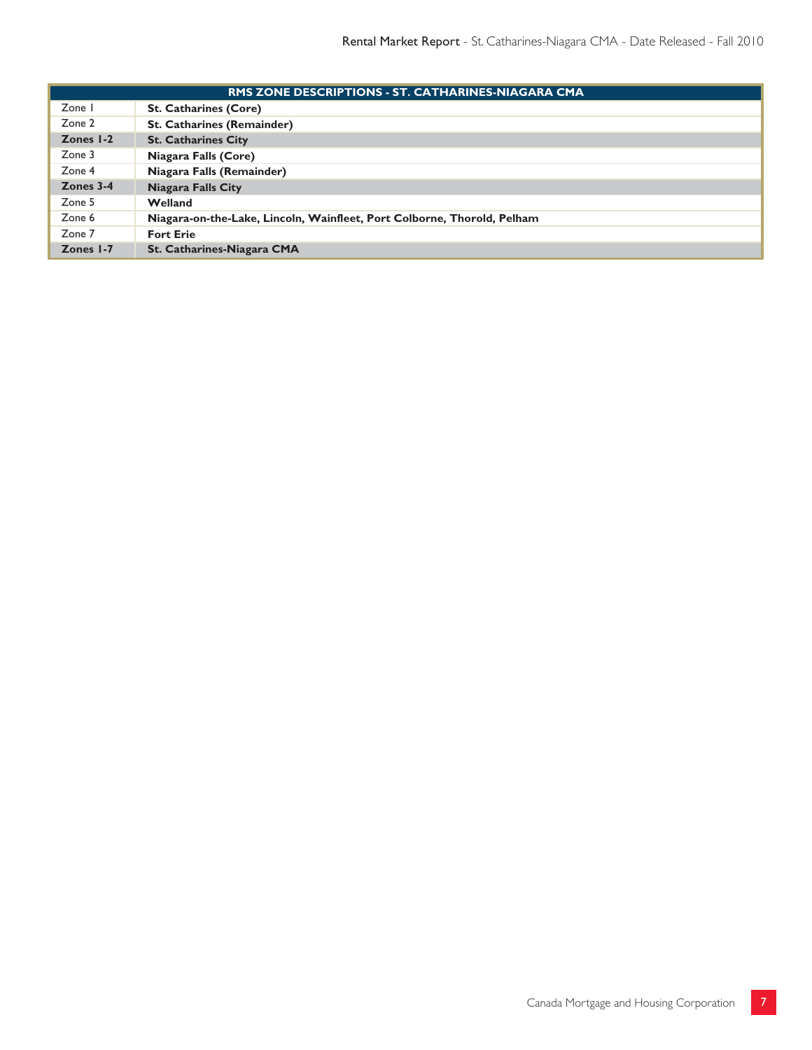| RMS ZONE DESCRIPTIONS - ST. CATHARINES-NIAGARA CMA | |
|---|---|
| Zone 1 | **St. Catharines (Core)** |
| Zone 2 | **St. Catharines (Remainder)** |
| **Zones 1-2** | **St. Catharines City** |
| Zone 3 | **Niagara Falls (Core)** |
| Zone 4 | **Niagara Falls (Remainder)** |
| **Zones 3-4** | **Niagara Falls City** |
| Zone 5 | **Welland** |
| Zone 6 | **Niagara-on-the-Lake, Lincoln, Wainfleet, Port Colborne, Thorold, Pelham** |
| Zone 7 | **Fort Erie** |
| **Zones 1-7** | **St. Catharines-Niagara CMA** |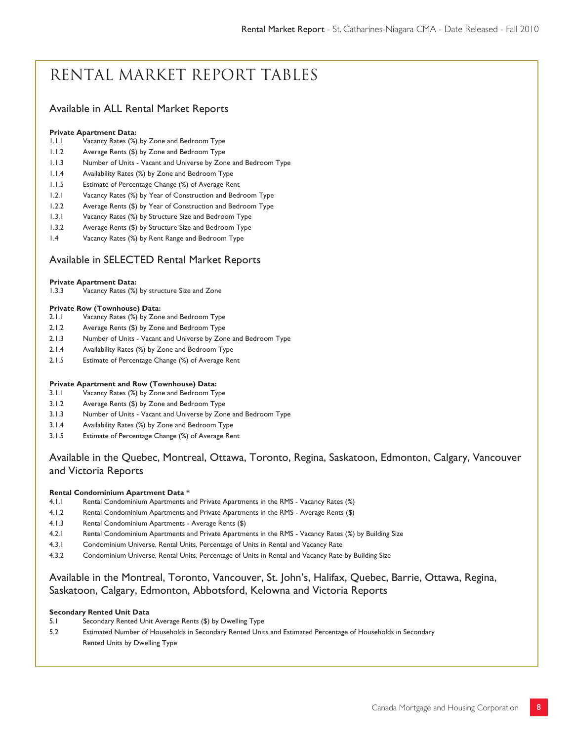# RENTAL MARKET REPORT TABLES

## Available in ALL Rental Market Reports

**Private Apartment Data:**

- 1.1.1 Vacancy Rates (%) by Zone and Bedroom Type
- 1.1.2 Average Rents ($) by Zone and Bedroom Type
- 1.1.3 Number of Units - Vacant and Universe by Zone and Bedroom Type
- 1.1.4 Availability Rates (%) by Zone and Bedroom Type
- 1.1.5 Estimate of Percentage Change (%) of Average Rent
- 1.2.1 Vacancy Rates (%) by Year of Construction and Bedroom Type
- 1.2.2 Average Rents ($) by Year of Construction and Bedroom Type
- 1.3.1 Vacancy Rates (%) by Structure Size and Bedroom Type
- 1.3.2 Average Rents ($) by Structure Size and Bedroom Type
- 1.4 Vacancy Rates (%) by Rent Range and Bedroom Type

## Available in SELECTED Rental Market Reports

**Private Apartment Data:**

- 1.3.3 Vacancy Rates (%) by structure Size and Zone

**Private Row (Townhouse) Data:**

- 2.1.1 Vacancy Rates (%) by Zone and Bedroom Type
- 2.1.2 Average Rents ($) by Zone and Bedroom Type
- 2.1.3 Number of Units - Vacant and Universe by Zone and Bedroom Type
- 2.1.4 Availability Rates (%) by Zone and Bedroom Type
- 2.1.5 Estimate of Percentage Change (%) of Average Rent

**Private Apartment and Row (Townhouse) Data:**

- 3.1.1 Vacancy Rates (%) by Zone and Bedroom Type
- 3.1.2 Average Rents ($) by Zone and Bedroom Type
- 3.1.3 Number of Units - Vacant and Universe by Zone and Bedroom Type
- 3.1.4 Availability Rates (%) by Zone and Bedroom Type
- 3.1.5 Estimate of Percentage Change (%) of Average Rent

## Available in the Quebec, Montreal, Ottawa, Toronto, Regina, Saskatoon, Edmonton, Calgary, Vancouver and Victoria Reports

**Rental Condominium Apartment Data ***

- 4.1.1 Rental Condominium Apartments and Private Apartments in the RMS - Vacancy Rates (%)
- 4.1.2 Rental Condominium Apartments and Private Apartments in the RMS - Average Rents ($)
- 4.1.3 Rental Condominium Apartments - Average Rents ($)
- 4.2.1 Rental Condominium Apartments and Private Apartments in the RMS - Vacancy Rates (%) by Building Size
- 4.3.1 Condominium Universe, Rental Units, Percentage of Units in Rental and Vacancy Rate
- 4.3.2 Condominium Universe, Rental Units, Percentage of Units in Rental and Vacancy Rate by Building Size

## Available in the Montreal, Toronto, Vancouver, St. John's, Halifax, Quebec, Barrie, Ottawa, Regina, Saskatoon, Calgary, Edmonton, Abbotsford, Kelowna and Victoria Reports

**Secondary Rented Unit Data**

- 5.1 Secondary Rented Unit Average Rents ($) by Dwelling Type
- 5.2 Estimated Number of Households in Secondary Rented Units and Estimated Percentage of Households in Secondary Rented Units by Dwelling Type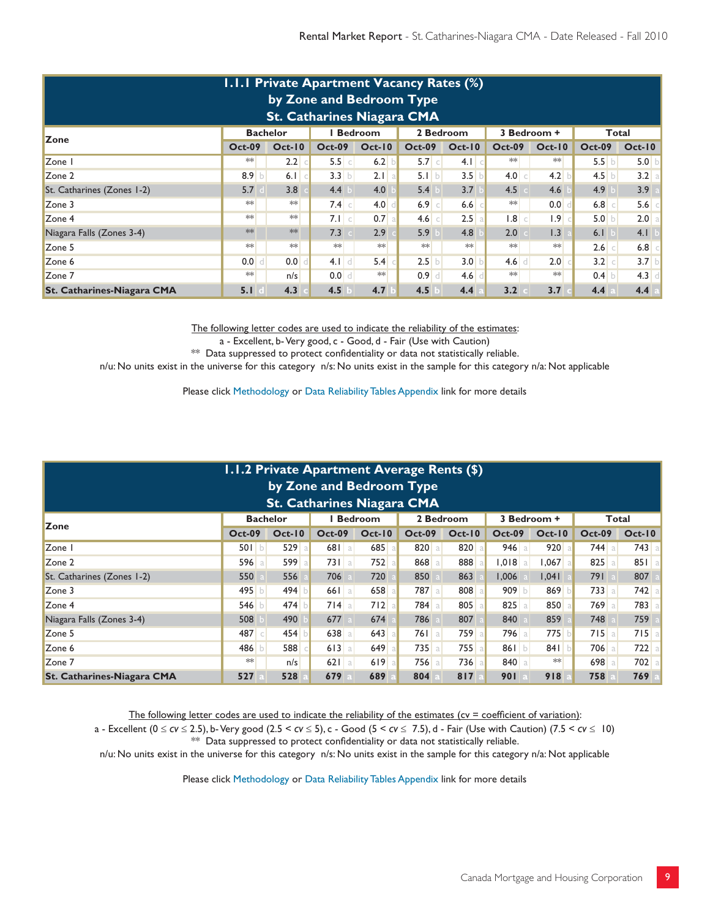## 1.1.1 Private Apartment Vacancy Rates (%) by Zone and Bedroom Type St. Catharines Niagara CMA

| Zone | Bachelor | | | | 1 Bedroom | | | | 2 Bedroom | | | | 3 Bedroom + | | | | Total | | | |
|---|---|---|---|---|---|---|---|---|---|---|---|---|---|---|---|---|---|---|---|---|
| | Oct-09 | | Oct-10 | | Oct-09 | | Oct-10 | | Oct-09 | | Oct-10 | | Oct-09 | | Oct-10 | | Oct-09 | | Oct-10 | |
| Zone 1 | ** | | 2.2 | c | 5.5 | c | 6.2 | b | 5.7 | c | 4.1 | c | ** | | ** | | 5.5 | b | 5.0 | b |
| Zone 2 | 8.9 | b | 6.1 | c | 3.3 | b | 2.1 | a | 5.1 | b | 3.5 | b | 4.0 | c | 4.2 | b | 4.5 | b | 3.2 | a |
| St. Catharines (Zones 1-2) | 5.7 | d | 3.8 | c | 4.4 | b | 4.0 | b | 5.4 | b | 3.7 | b | 4.5 | c | 4.6 | b | 4.9 | b | 3.9 | a |
| Zone 3 | ** | | ** | | 7.4 | c | 4.0 | d | 6.9 | c | 6.6 | c | ** | | 0.0 | d | 6.8 | c | 5.6 | c |
| Zone 4 | ** | | ** | | 7.1 | c | 0.7 | a | 4.6 | c | 2.5 | a | 1.8 | c | 1.9 | c | 5.0 | b | 2.0 | a |
| Niagara Falls (Zones 3-4) | ** | | ** | | 7.3 | c | 2.9 | c | 5.9 | b | 4.8 | b | 2.0 | c | 1.3 | a | 6.1 | b | 4.1 | b |
| Zone 5 | ** | | ** | | ** | | ** | | ** | | ** | | ** | | ** | | 2.6 | c | 6.8 | c |
| Zone 6 | 0.0 | d | 0.0 | d | 4.1 | d | 5.4 | c | 2.5 | b | 3.0 | b | 4.6 | d | 2.0 | c | 3.2 | c | 3.7 | b |
| Zone 7 | ** | | n/s | | 0.0 | d | ** | | 0.9 | d | 4.6 | d | ** | | ** | | 0.4 | b | 4.3 | d |
| **St. Catharines-Niagara CMA** | **5.1** | d | **4.3** | c | **4.5** | b | **4.7** | b | **4.5** | b | **4.4** | a | **3.2** | c | **3.7** | c | **4.4** | a | **4.4** | a |

The following letter codes are used to indicate the reliability of the estimates:
a - Excellent, b- Very good, c - Good, d - Fair (Use with Caution)
** Data suppressed to protect confidentiality or data not statistically reliable.
n/u: No units exist in the universe for this category n/s: No units exist in the sample for this category n/a: Not applicable

Please click Methodology or Data Reliability Tables Appendix link for more details

## 1.1.2 Private Apartment Average Rents ($) by Zone and Bedroom Type St. Catharines Niagara CMA

| Zone | Bachelor | | | | 1 Bedroom | | | | 2 Bedroom | | | | 3 Bedroom + | | | | Total | | | |
|---|---|---|---|---|---|---|---|---|---|---|---|---|---|---|---|---|---|---|---|---|
| | Oct-09 | | Oct-10 | | Oct-09 | | Oct-10 | | Oct-09 | | Oct-10 | | Oct-09 | | Oct-10 | | Oct-09 | | Oct-10 | |
| Zone 1 | 501 | b | 529 | a | 681 | a | 685 | a | 820 | a | 820 | a | 946 | a | 920 | a | 744 | a | 743 | a |
| Zone 2 | 596 | a | 599 | a | 731 | a | 752 | a | 868 | a | 888 | a | 1,018 | a | 1,067 | a | 825 | a | 851 | a |
| St. Catharines (Zones 1-2) | 550 | a | 556 | a | 706 | a | 720 | a | 850 | a | 863 | a | 1,006 | a | 1,041 | a | 791 | a | 807 | a |
| Zone 3 | 495 | b | 494 | b | 661 | a | 658 | a | 787 | a | 808 | a | 909 | b | 869 | b | 733 | a | 742 | a |
| Zone 4 | 546 | b | 474 | b | 714 | a | 712 | a | 784 | a | 805 | a | 825 | a | 850 | a | 769 | a | 783 | a |
| Niagara Falls (Zones 3-4) | 508 | b | 490 | b | 677 | a | 674 | a | 786 | a | 807 | a | 840 | a | 859 | a | 748 | a | 759 | a |
| Zone 5 | 487 | c | 454 | b | 638 | a | 643 | a | 761 | a | 759 | a | 796 | a | 775 | b | 715 | a | 715 | a |
| Zone 6 | 486 | b | 588 | c | 613 | a | 649 | a | 735 | a | 755 | a | 861 | b | 841 | b | 706 | a | 722 | a |
| Zone 7 | ** | | n/s | | 621 | a | 619 | a | 756 | a | 736 | a | 840 | a | ** | | 698 | a | 702 | a |
| **St. Catharines-Niagara CMA** | **527** | a | **528** | a | **679** | a | **689** | a | **804** | a | **817** | a | **901** | a | **918** | a | **758** | a | **769** | a |

The following letter codes are used to indicate the reliability of the estimates (cv = coefficient of variation):
a - Excellent ($0 \leq cv \leq 2.5$), b- Very good ($2.5 < cv \leq 5$), c - Good ($5 < cv \leq 7.5$), d - Fair (Use with Caution) ($7.5 < cv \leq 10$)
** Data suppressed to protect confidentiality or data not statistically reliable.
n/u: No units exist in the universe for this category n/s: No units exist in the sample for this category n/a: Not applicable

Please click Methodology or Data Reliability Tables Appendix link for more details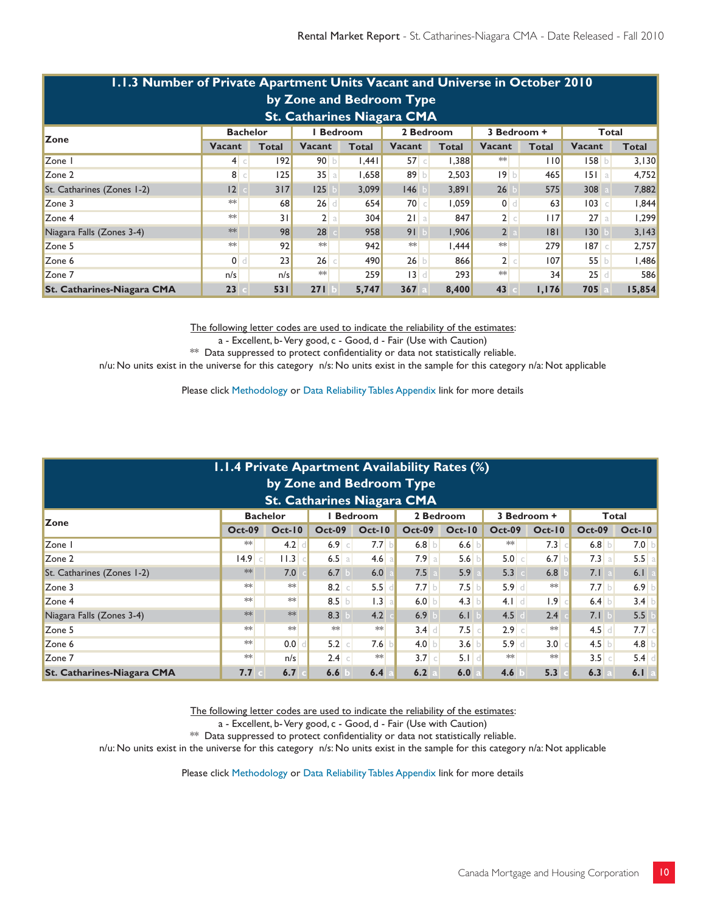## 1.1.3 Number of Private Apartment Units Vacant and Universe in October 2010 by Zone and Bedroom Type St. Catharines Niagara CMA

| Zone | Bachelor | | 1 Bedroom | | 2 Bedroom | | 3 Bedroom + | | Total | |
|---|---|---|---|---|---|---|---|---|---|---|
| | Vacant | Total | Vacant | Total | Vacant | Total | Vacant | Total | Vacant | Total |
| Zone 1 | 4 c | 192 | 90 b | 1,441 | 57 c | 1,388 | ** | 110 | 158 b | 3,130 |
| Zone 2 | 8 c | 125 | 35 a | 1,658 | 89 b | 2,503 | 19 b | 465 | 151 a | 4,752 |
| St. Catharines (Zones 1-2) | 12 c | 317 | 125 b | 3,099 | 146 b | 3,891 | 26 b | 575 | 308 a | 7,882 |
| Zone 3 | ** | 68 | 26 d | 654 | 70 c | 1,059 | 0 d | 63 | 103 c | 1,844 |
| Zone 4 | ** | 31 | 2 a | 304 | 21 a | 847 | 2 c | 117 | 27 a | 1,299 |
| Niagara Falls (Zones 3-4) | ** | 98 | 28 c | 958 | 91 b | 1,906 | 2 a | 181 | 130 b | 3,143 |
| Zone 5 | ** | 92 | ** | 942 | ** | 1,444 | ** | 279 | 187 c | 2,757 |
| Zone 6 | 0 d | 23 | 26 c | 490 | 26 b | 866 | 2 c | 107 | 55 b | 1,486 |
| Zone 7 | n/s | n/s | ** | 259 | 13 d | 293 | ** | 34 | 25 d | 586 |
| **St. Catharines-Niagara CMA** | **23 c** | **531** | **271 b** | **5,747** | **367 a** | **8,400** | **43 c** | **1,176** | **705 a** | **15,854** |

The following letter codes are used to indicate the reliability of the estimates:
a - Excellent, b- Very good, c - Good, d - Fair (Use with Caution)
** Data suppressed to protect confidentiality or data not statistically reliable.
n/u: No units exist in the universe for this category n/s: No units exist in the sample for this category n/a: Not applicable

Please click Methodology or Data Reliability Tables Appendix link for more details

## 1.1.4 Private Apartment Availability Rates (%) by Zone and Bedroom Type St. Catharines Niagara CMA

| Zone | Bachelor | | 1 Bedroom | | 2 Bedroom | | 3 Bedroom + | | Total | |
|---|---|---|---|---|---|---|---|---|---|---|
| | Oct-09 | Oct-10 | Oct-09 | Oct-10 | Oct-09 | Oct-10 | Oct-09 | Oct-10 | Oct-09 | Oct-10 |
| Zone 1 | ** | 4.2 d | 6.9 c | 7.7 b | 6.8 b | 6.6 b | ** | 7.3 c | 6.8 b | 7.0 b |
| Zone 2 | 14.9 c | 11.3 c | 6.5 a | 4.6 a | 7.9 a | 5.6 b | 5.0 c | 6.7 b | 7.3 a | 5.5 a |
| St. Catharines (Zones 1-2) | ** | 7.0 c | 6.7 b | 6.0 a | 7.5 a | 5.9 a | 5.3 c | 6.8 b | 7.1 a | 6.1 a |
| Zone 3 | ** | ** | 8.2 c | 5.5 d | 7.7 b | 7.5 b | 5.9 d | ** | 7.7 b | 6.9 b |
| Zone 4 | ** | ** | 8.5 b | 1.3 a | 6.0 b | 4.3 b | 4.1 d | 1.9 c | 6.4 b | 3.4 b |
| Niagara Falls (Zones 3-4) | ** | ** | 8.3 b | 4.2 c | 6.9 b | 6.1 b | 4.5 d | 2.4 c | 7.1 b | 5.5 b |
| Zone 5 | ** | ** | ** | ** | 3.4 d | 7.5 c | 2.9 c | ** | 4.5 d | 7.7 c |
| Zone 6 | ** | 0.0 d | 5.2 c | 7.6 b | 4.0 b | 3.6 b | 5.9 d | 3.0 c | 4.5 b | 4.8 b |
| Zone 7 | ** | n/s | 2.4 c | ** | 3.7 c | 5.1 d | ** | ** | 3.5 c | 5.4 d |
| **St. Catharines-Niagara CMA** | **7.7 c** | **6.7 c** | **6.6 b** | **6.4 a** | **6.2 a** | **6.0 a** | **4.6 b** | **5.3 c** | **6.3 a** | **6.1 a** |

The following letter codes are used to indicate the reliability of the estimates:
a - Excellent, b- Very good, c - Good, d - Fair (Use with Caution)
** Data suppressed to protect confidentiality or data not statistically reliable.
n/u: No units exist in the universe for this category n/s: No units exist in the sample for this category n/a: Not applicable

Please click Methodology or Data Reliability Tables Appendix link for more details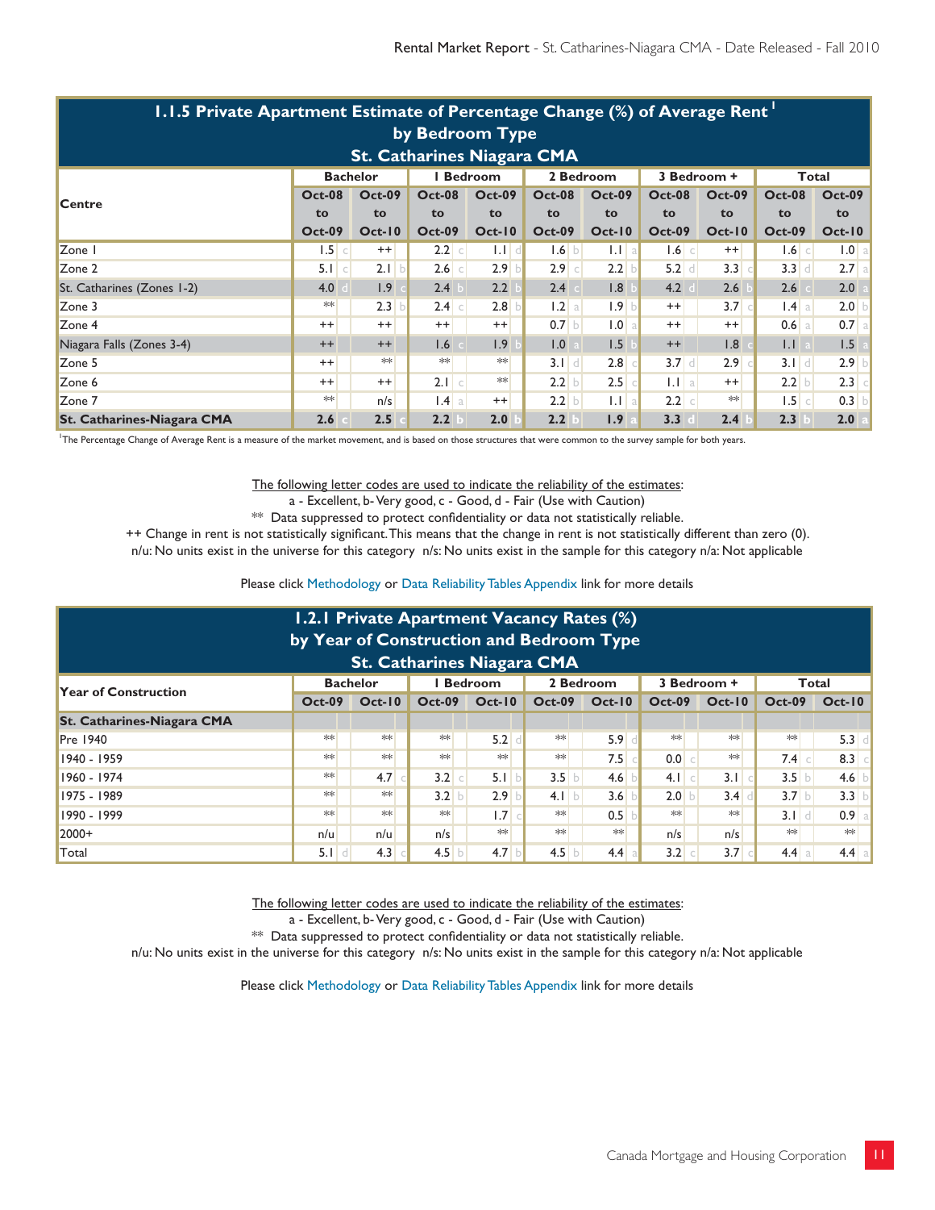## 1.1.5 Private Apartment Estimate of Percentage Change (%) of Average Rent[1] by Bedroom Type St. Catharines Niagara CMA

| Centre | Bachelor | | | | 1 Bedroom | | | | 2 Bedroom | | | | 3 Bedroom + | | | | Total | | | |
|---|---|---|---|---|---|---|---|---|---|---|---|---|---|---|---|---|---|---|---|---|
| | Oct-08 to Oct-09 | | Oct-09 to Oct-10 | | Oct-08 to Oct-09 | | Oct-09 to Oct-10 | | Oct-08 to Oct-09 | | Oct-09 to Oct-10 | | Oct-08 to Oct-09 | | Oct-09 to Oct-10 | | Oct-08 to Oct-09 | | Oct-09 to Oct-10 | |
| Zone 1 | 1.5 | c | ++ | | 2.2 | c | 1.1 | d | 1.6 | b | 1.1 | a | 1.6 | c | ++ | | 1.6 | c | 1.0 | a |
| Zone 2 | 5.1 | c | 2.1 | b | 2.6 | c | 2.9 | b | 2.9 | c | 2.2 | b | 5.2 | d | 3.3 | c | 3.3 | d | 2.7 | a |
| St. Catharines (Zones 1-2) | 4.0 | d | 1.9 | c | 2.4 | b | 2.2 | b | 2.4 | c | 1.8 | b | 4.2 | d | 2.6 | b | 2.6 | c | 2.0 | a |
| Zone 3 | ** | | 2.3 | b | 2.4 | c | 2.8 | b | 1.2 | a | 1.9 | b | ++ | | 3.7 | c | 1.4 | a | 2.0 | b |
| Zone 4 | ++ | | ++ | | ++ | | ++ | | 0.7 | b | 1.0 | a | ++ | | ++ | | 0.6 | a | 0.7 | a |
| Niagara Falls (Zones 3-4) | ++ | | ++ | | 1.6 | c | 1.9 | b | 1.0 | a | 1.5 | b | ++ | | 1.8 | c | 1.1 | a | 1.5 | a |
| Zone 5 | ++ | | ** | | ** | | ** | | 3.1 | d | 2.8 | c | 3.7 | d | 2.9 | c | 3.1 | d | 2.9 | b |
| Zone 6 | ++ | | ++ | | 2.1 | c | ** | | 2.2 | b | 2.5 | c | 1.1 | a | ++ | | 2.2 | b | 2.3 | c |
| Zone 7 | ** | | n/s | | 1.4 | a | ++ | | 2.2 | b | 1.1 | a | 2.2 | c | ** | | 1.5 | c | 0.3 | b |
| **St. Catharines-Niagara CMA** | **2.6** | c | **2.5** | c | **2.2** | b | **2.0** | b | **2.2** | b | **1.9** | a | **3.3** | d | **2.4** | b | **2.3** | b | **2.0** | a |

[1]The Percentage Change of Average Rent is a measure of the market movement, and is based on those structures that were common to the survey sample for both years.

The following letter codes are used to indicate the reliability of the estimates:
a - Excellent, b- Very good, c - Good, d - Fair (Use with Caution)
** Data suppressed to protect confidentiality or data not statistically reliable.
++ Change in rent is not statistically significant. This means that the change in rent is not statistically different than zero (0).
n/u: No units exist in the universe for this category n/s: No units exist in the sample for this category n/a: Not applicable

Please click Methodology or Data Reliability Tables Appendix link for more details

## 1.2.1 Private Apartment Vacancy Rates (%) by Year of Construction and Bedroom Type St. Catharines Niagara CMA

| Year of Construction | Bachelor | | | | 1 Bedroom | | | | 2 Bedroom | | | | 3 Bedroom + | | | | Total | | | |
|---|---|---|---|---|---|---|---|---|---|---|---|---|---|---|---|---|---|---|---|---|
| | Oct-09 | | Oct-10 | | Oct-09 | | Oct-10 | | Oct-09 | | Oct-10 | | Oct-09 | | Oct-10 | | Oct-09 | | Oct-10 | |
| **St. Catharines-Niagara CMA** | | | | | | | | | | | | | | | | | | | | |
| Pre 1940 | ** | | ** | | ** | | 5.2 | d | ** | | 5.9 | d | ** | | ** | | ** | | 5.3 | d |
| 1940 - 1959 | ** | | ** | | ** | | ** | | ** | | 7.5 | c | 0.0 | c | ** | | 7.4 | c | 8.3 | c |
| 1960 - 1974 | ** | | 4.7 | c | 3.2 | c | 5.1 | b | 3.5 | b | 4.6 | b | 4.1 | c | 3.1 | c | 3.5 | b | 4.6 | b |
| 1975 - 1989 | ** | | ** | | 3.2 | b | 2.9 | b | 4.1 | b | 3.6 | b | 2.0 | b | 3.4 | d | 3.7 | b | 3.3 | b |
| 1990 - 1999 | ** | | ** | | ** | | 1.7 | c | ** | | 0.5 | b | ** | | ** | | 3.1 | d | 0.9 | a |
| 2000+ | n/u | | n/u | | n/s | | ** | | ** | | ** | | n/s | | n/s | | ** | | ** | |
| Total | 5.1 | d | 4.3 | c | 4.5 | b | 4.7 | b | 4.5 | b | 4.4 | a | 3.2 | c | 3.7 | c | 4.4 | a | 4.4 | a |

The following letter codes are used to indicate the reliability of the estimates:
a - Excellent, b- Very good, c - Good, d - Fair (Use with Caution)
** Data suppressed to protect confidentiality or data not statistically reliable.
n/u: No units exist in the universe for this category n/s: No units exist in the sample for this category n/a: Not applicable

Please click Methodology or Data Reliability Tables Appendix link for more details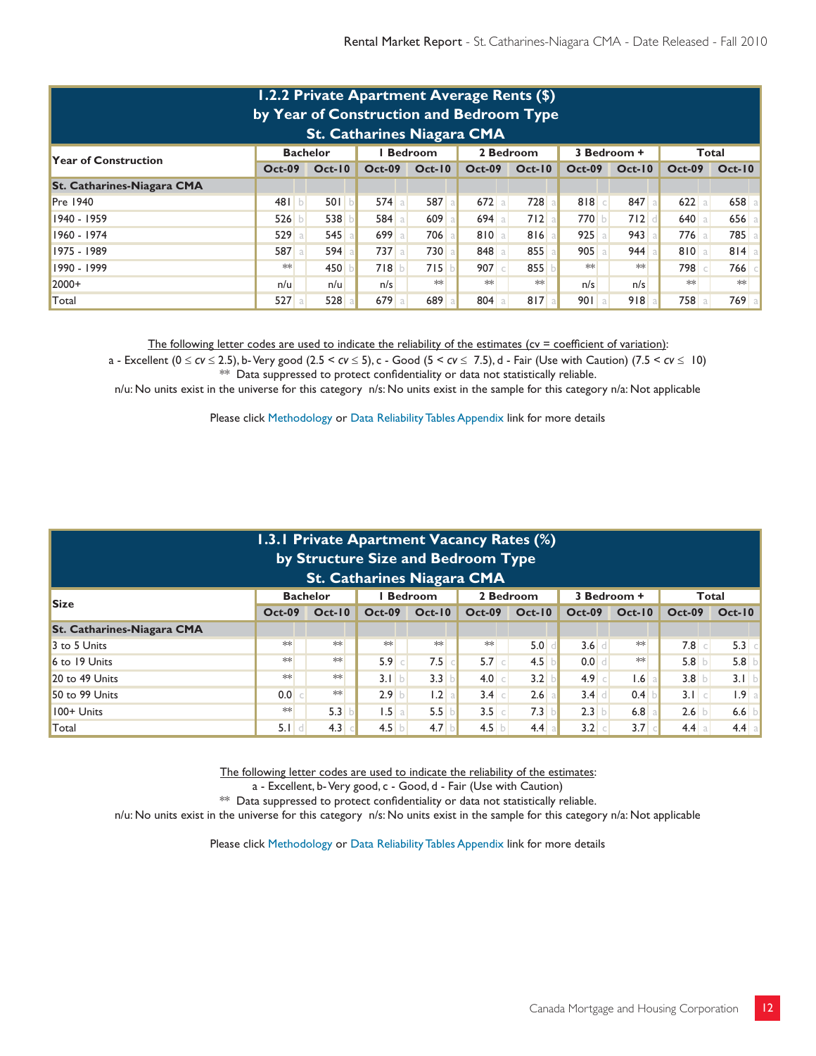## 1.2.2 Private Apartment Average Rents ($) by Year of Construction and Bedroom Type St. Catharines Niagara CMA

| Year of Construction | Bachelor | | | | 1 Bedroom | | | | 2 Bedroom | | | | 3 Bedroom + | | | | Total | | | |
|---|---|---|---|---|---|---|---|---|---|---|---|---|---|---|---|---|---|---|---|---|
| | Oct-09 | | Oct-10 | | Oct-09 | | Oct-10 | | Oct-09 | | Oct-10 | | Oct-09 | | Oct-10 | | Oct-09 | | Oct-10 | |
| **St. Catharines-Niagara CMA** | | | | | | | | | | | | | | | | | | | | |
| Pre 1940 | 481 | b | 501 | b | 574 | a | 587 | a | 672 | a | 728 | a | 818 | c | 847 | a | 622 | a | 658 | a |
| 1940 - 1959 | 526 | b | 538 | b | 584 | a | 609 | a | 694 | a | 712 | a | 770 | b | 712 | d | 640 | a | 656 | a |
| 1960 - 1974 | 529 | a | 545 | a | 699 | a | 706 | a | 810 | a | 816 | a | 925 | a | 943 | a | 776 | a | 785 | a |
| 1975 - 1989 | 587 | a | 594 | a | 737 | a | 730 | a | 848 | a | 855 | a | 905 | a | 944 | a | 810 | a | 814 | a |
| 1990 - 1999 | ** | | 450 | b | 718 | b | 715 | b | 907 | c | 855 | b | ** | | ** | | 798 | c | 766 | c |
| 2000+ | n/u | | n/u | | n/s | | ** | | ** | | ** | | n/s | | n/s | | ** | | ** | |
| Total | 527 | a | 528 | a | 679 | a | 689 | a | 804 | a | 817 | a | 901 | a | 918 | a | 758 | a | 769 | a |

The following letter codes are used to indicate the reliability of the estimates (cv = coefficient of variation):
a - Excellent ($0 \le cv \le 2.5$), b- Very good ($2.5 < cv \le 5$), c - Good ($5 < cv \le 7.5$), d - Fair (Use with Caution) ($7.5 < cv \le 10$)
** Data suppressed to protect confidentiality or data not statistically reliable.
n/u: No units exist in the universe for this category n/s: No units exist in the sample for this category n/a: Not applicable

Please click Methodology or Data Reliability Tables Appendix link for more details

## 1.3.1 Private Apartment Vacancy Rates (%) by Structure Size and Bedroom Type St. Catharines Niagara CMA

| Size | Bachelor | | | | 1 Bedroom | | | | 2 Bedroom | | | | 3 Bedroom + | | | | Total | | | |
|---|---|---|---|---|---|---|---|---|---|---|---|---|---|---|---|---|---|---|---|---|
| | Oct-09 | | Oct-10 | | Oct-09 | | Oct-10 | | Oct-09 | | Oct-10 | | Oct-09 | | Oct-10 | | Oct-09 | | Oct-10 | |
| **St. Catharines-Niagara CMA** | | | | | | | | | | | | | | | | | | | | |
| 3 to 5 Units | ** | | ** | | ** | | ** | | ** | | 5.0 | d | 3.6 | d | ** | | 7.8 | c | 5.3 | c |
| 6 to 19 Units | ** | | ** | | 5.9 | c | 7.5 | c | 5.7 | c | 4.5 | b | 0.0 | d | ** | | 5.8 | b | 5.8 | b |
| 20 to 49 Units | ** | | ** | | 3.1 | b | 3.3 | b | 4.0 | c | 3.2 | b | 4.9 | c | 1.6 | a | 3.8 | b | 3.1 | b |
| 50 to 99 Units | 0.0 | c | ** | | 2.9 | b | 1.2 | a | 3.4 | c | 2.6 | a | 3.4 | d | 0.4 | b | 3.1 | c | 1.9 | a |
| 100+ Units | ** | | 5.3 | b | 1.5 | a | 5.5 | b | 3.5 | c | 7.3 | b | 2.3 | b | 6.8 | a | 2.6 | b | 6.6 | b |
| Total | 5.1 | d | 4.3 | c | 4.5 | b | 4.7 | b | 4.5 | b | 4.4 | a | 3.2 | c | 3.7 | c | 4.4 | a | 4.4 | a |

The following letter codes are used to indicate the reliability of the estimates:
a - Excellent, b- Very good, c - Good, d - Fair (Use with Caution)
** Data suppressed to protect confidentiality or data not statistically reliable.
n/u: No units exist in the universe for this category n/s: No units exist in the sample for this category n/a: Not applicable

Please click Methodology or Data Reliability Tables Appendix link for more details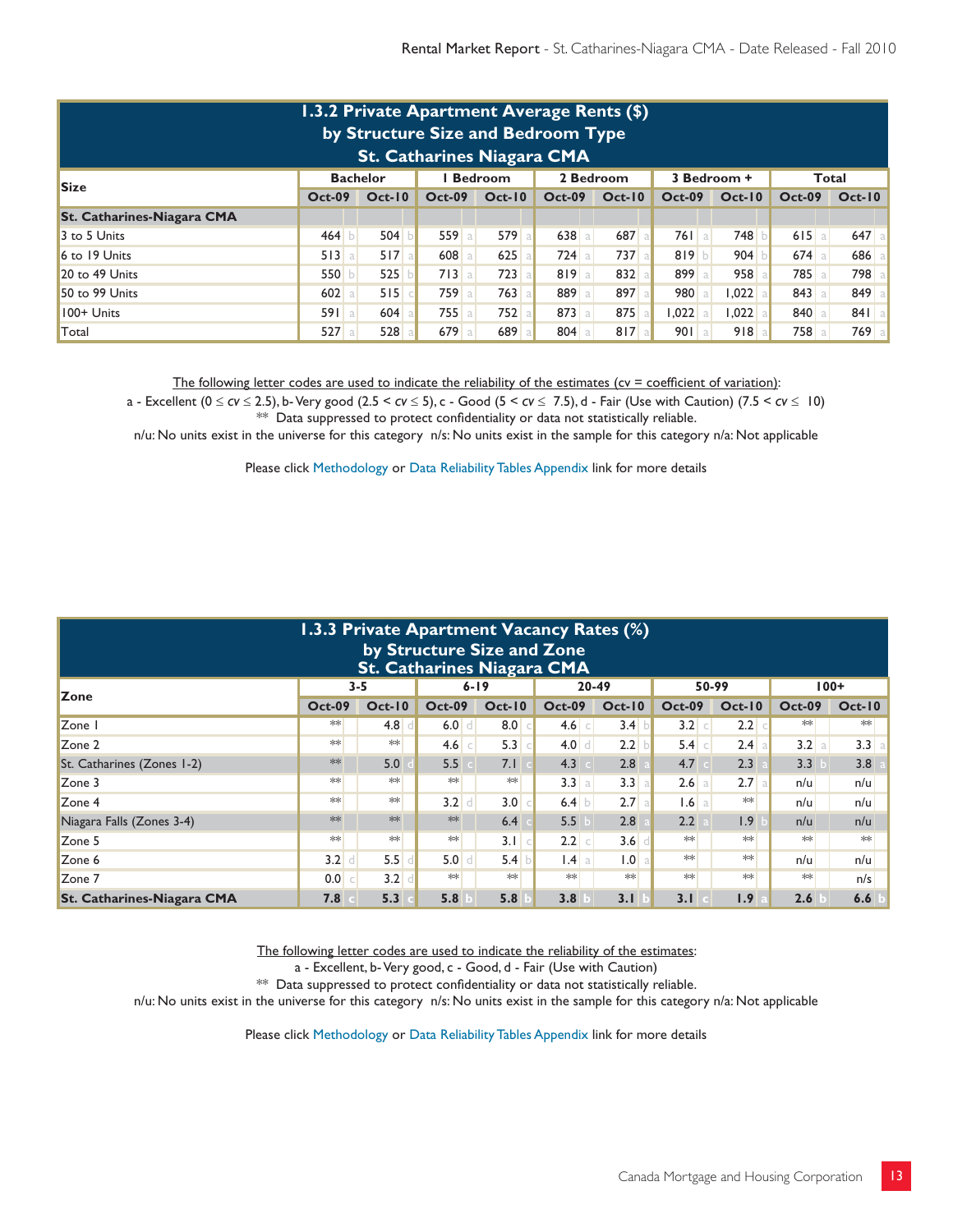## 1.3.2 Private Apartment Average Rents ($) by Structure Size and Bedroom Type St. Catharines Niagara CMA

| Size | Bachelor | | | | 1 Bedroom | | | | 2 Bedroom | | | | 3 Bedroom + | | | | Total | | | |
|---|---|---|---|---|---|---|---|---|---|---|---|---|---|---|---|---|---|---|---|---|
| | Oct-09 | | Oct-10 | | Oct-09 | | Oct-10 | | Oct-09 | | Oct-10 | | Oct-09 | | Oct-10 | | Oct-09 | | Oct-10 | |
| **St. Catharines-Niagara CMA** | | | | | | | | | | | | | | | | | | | | |
| 3 to 5 Units | 464 | b | 504 | b | 559 | a | 579 | a | 638 | a | 687 | a | 761 | a | 748 | b | 615 | a | 647 | a |
| 6 to 19 Units | 513 | a | 517 | a | 608 | a | 625 | a | 724 | a | 737 | a | 819 | b | 904 | b | 674 | a | 686 | a |
| 20 to 49 Units | 550 | b | 525 | b | 713 | a | 723 | a | 819 | a | 832 | a | 899 | a | 958 | a | 785 | a | 798 | a |
| 50 to 99 Units | 602 | a | 515 | c | 759 | a | 763 | a | 889 | a | 897 | a | 980 | a | 1,022 | a | 843 | a | 849 | a |
| 100+ Units | 591 | a | 604 | a | 755 | a | 752 | a | 873 | a | 875 | a | 1,022 | a | 1,022 | a | 840 | a | 841 | a |
| Total | 527 | a | 528 | a | 679 | a | 689 | a | 804 | a | 817 | a | 901 | a | 918 | a | 758 | a | 769 | a |

The following letter codes are used to indicate the reliability of the estimates (cv = coefficient of variation):

a - Excellent ($0 \leq cv \leq 2.5$), b- Very good ($2.5 < cv \leq 5$), c - Good ($5 < cv \leq 7.5$), d - Fair (Use with Caution) ($7.5 < cv \leq 10$)

** Data suppressed to protect confidentiality or data not statistically reliable.

n/u: No units exist in the universe for this category n/s: No units exist in the sample for this category n/a: Not applicable

Please click Methodology or Data Reliability Tables Appendix link for more details

## 1.3.3 Private Apartment Vacancy Rates (%) by Structure Size and Zone St. Catharines Niagara CMA

| Zone | 3-5 | | | | 6-19 | | | | 20-49 | | | | 50-99 | | | | 100+ | | | |
|---|---|---|---|---|---|---|---|---|---|---|---|---|---|---|---|---|---|---|---|---|
| | Oct-09 | | Oct-10 | | Oct-09 | | Oct-10 | | Oct-09 | | Oct-10 | | Oct-09 | | Oct-10 | | Oct-09 | | Oct-10 | |
| Zone 1 | ** | | 4.8 | d | 6.0 | d | 8.0 | c | 4.6 | c | 3.4 | b | 3.2 | c | 2.2 | c | ** | | ** | |
| Zone 2 | ** | | ** | | 4.6 | c | 5.3 | c | 4.0 | d | 2.2 | b | 5.4 | c | 2.4 | a | 3.2 | a | 3.3 | a |
| St. Catharines (Zones 1-2) | ** | | 5.0 | d | 5.5 | c | 7.1 | c | 4.3 | c | 2.8 | a | 4.7 | c | 2.3 | a | 3.3 | b | 3.8 | a |
| Zone 3 | ** | | ** | | ** | | ** | | 3.3 | a | 3.3 | a | 2.6 | a | 2.7 | a | n/u | | n/u | |
| Zone 4 | ** | | ** | | 3.2 | d | 3.0 | c | 6.4 | b | 2.7 | a | 1.6 | a | ** | | n/u | | n/u | |
| Niagara Falls (Zones 3-4) | ** | | ** | | ** | | 6.4 | c | 5.5 | b | 2.8 | a | 2.2 | a | 1.9 | b | n/u | | n/u | |
| Zone 5 | ** | | ** | | ** | | 3.1 | c | 2.2 | c | 3.6 | d | ** | | ** | | ** | | ** | |
| Zone 6 | 3.2 | d | 5.5 | d | 5.0 | d | 5.4 | b | 1.4 | a | 1.0 | a | ** | | ** | | n/u | | n/u | |
| Zone 7 | 0.0 | c | 3.2 | d | ** | | ** | | ** | | ** | | ** | | ** | | ** | | n/s | |
| **St. Catharines-Niagara CMA** | **7.8** | c | **5.3** | c | **5.8** | b | **5.8** | b | **3.8** | b | **3.1** | b | **3.1** | c | **1.9** | a | **2.6** | b | **6.6** | b |

The following letter codes are used to indicate the reliability of the estimates:

a - Excellent, b- Very good, c - Good, d - Fair (Use with Caution)

** Data suppressed to protect confidentiality or data not statistically reliable.

n/u: No units exist in the universe for this category n/s: No units exist in the sample for this category n/a: Not applicable

Please click Methodology or Data Reliability Tables Appendix link for more details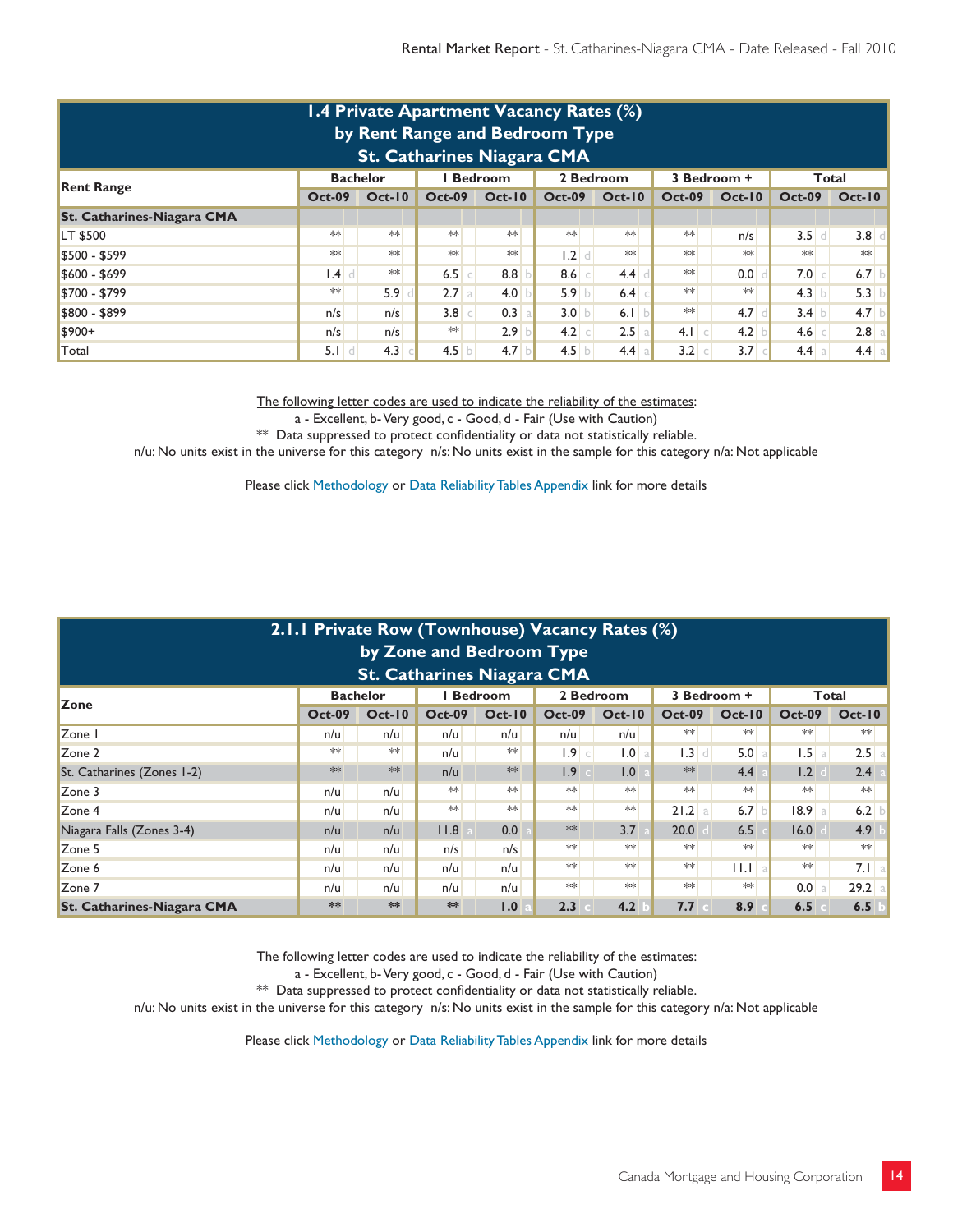## 1.4 Private Apartment Vacancy Rates (%) by Rent Range and Bedroom Type St. Catharines Niagara CMA

| Rent Range | Bachelor | | | | 1 Bedroom | | | | 2 Bedroom | | | | 3 Bedroom + | | | | Total | | | |
|---|---|---|---|---|---|---|---|---|---|---|---|---|---|---|---|---|---|---|---|---|
| | Oct-09 | | Oct-10 | | Oct-09 | | Oct-10 | | Oct-09 | | Oct-10 | | Oct-09 | | Oct-10 | | Oct-09 | | Oct-10 | |
| **St. Catharines-Niagara CMA** | | | | | | | | | | | | | | | | | | | | |
| LT $500 | ** | | ** | | ** | | ** | | ** | | ** | | ** | | n/s | | 3.5 | d | 3.8 | d |
| $500 - $599 | ** | | ** | | ** | | ** | | 1.2 | d | ** | | ** | | ** | | ** | | ** | |
| $600 - $699 | 1.4 | d | ** | | 6.5 | c | 8.8 | b | 8.6 | c | 4.4 | d | ** | | 0.0 | d | 7.0 | c | 6.7 | b |
| $700 - $799 | ** | | 5.9 | d | 2.7 | a | 4.0 | b | 5.9 | b | 6.4 | c | ** | | ** | | 4.3 | b | 5.3 | b |
| $800 - $899 | n/s | | n/s | | 3.8 | c | 0.3 | a | 3.0 | b | 6.1 | b | ** | | 4.7 | d | 3.4 | b | 4.7 | b |
| $900+ | n/s | | n/s | | ** | | 2.9 | b | 4.2 | c | 2.5 | a | 4.1 | c | 4.2 | b | 4.6 | c | 2.8 | a |
| Total | 5.1 | d | 4.3 | c | 4.5 | b | 4.7 | b | 4.5 | b | 4.4 | a | 3.2 | c | 3.7 | c | 4.4 | a | 4.4 | a |

The following letter codes are used to indicate the reliability of the estimates:
a - Excellent, b- Very good, c - Good, d - Fair (Use with Caution)
** Data suppressed to protect confidentiality or data not statistically reliable.
n/u: No units exist in the universe for this category n/s: No units exist in the sample for this category n/a: Not applicable

Please click Methodology or Data Reliability Tables Appendix link for more details

## 2.1.1 Private Row (Townhouse) Vacancy Rates (%) by Zone and Bedroom Type St. Catharines Niagara CMA

| Zone | Bachelor | | | | 1 Bedroom | | | | 2 Bedroom | | | | 3 Bedroom + | | | | Total | | | |
|---|---|---|---|---|---|---|---|---|---|---|---|---|---|---|---|---|---|---|---|---|
| | Oct-09 | | Oct-10 | | Oct-09 | | Oct-10 | | Oct-09 | | Oct-10 | | Oct-09 | | Oct-10 | | Oct-09 | | Oct-10 | |
| Zone 1 | n/u | | n/u | | n/u | | n/u | | n/u | | n/u | | ** | | ** | | ** | | ** | |
| Zone 2 | ** | | ** | | n/u | | ** | | 1.9 | c | 1.0 | a | 1.3 | d | 5.0 | a | 1.5 | a | 2.5 | a |
| St. Catharines (Zones 1-2) | ** | | ** | | n/u | | ** | | 1.9 | c | 1.0 | a | ** | | 4.4 | a | 1.2 | d | 2.4 | a |
| Zone 3 | n/u | | n/u | | ** | | ** | | ** | | ** | | ** | | ** | | ** | | ** | |
| Zone 4 | n/u | | n/u | | ** | | ** | | ** | | ** | | 21.2 | a | 6.7 | b | 18.9 | a | 6.2 | b |
| Niagara Falls (Zones 3-4) | n/u | | n/u | | 11.8 | a | 0.0 | a | ** | | 3.7 | a | 20.0 | d | 6.5 | c | 16.0 | d | 4.9 | b |
| Zone 5 | n/u | | n/u | | n/s | | n/s | | ** | | ** | | ** | | ** | | ** | | ** | |
| Zone 6 | n/u | | n/u | | n/u | | n/u | | ** | | ** | | ** | | 11.1 | a | ** | | 7.1 | a |
| Zone 7 | n/u | | n/u | | n/u | | n/u | | ** | | ** | | ** | | ** | | 0.0 | a | 29.2 | a |
| **St. Catharines-Niagara CMA** | ** | | ** | | ** | | **1.0** | a | **2.3** | c | **4.2** | b | **7.7** | c | **8.9** | c | **6.5** | c | **6.5** | b |

The following letter codes are used to indicate the reliability of the estimates:
a - Excellent, b- Very good, c - Good, d - Fair (Use with Caution)
** Data suppressed to protect confidentiality or data not statistically reliable.
n/u: No units exist in the universe for this category n/s: No units exist in the sample for this category n/a: Not applicable

Please click Methodology or Data Reliability Tables Appendix link for more details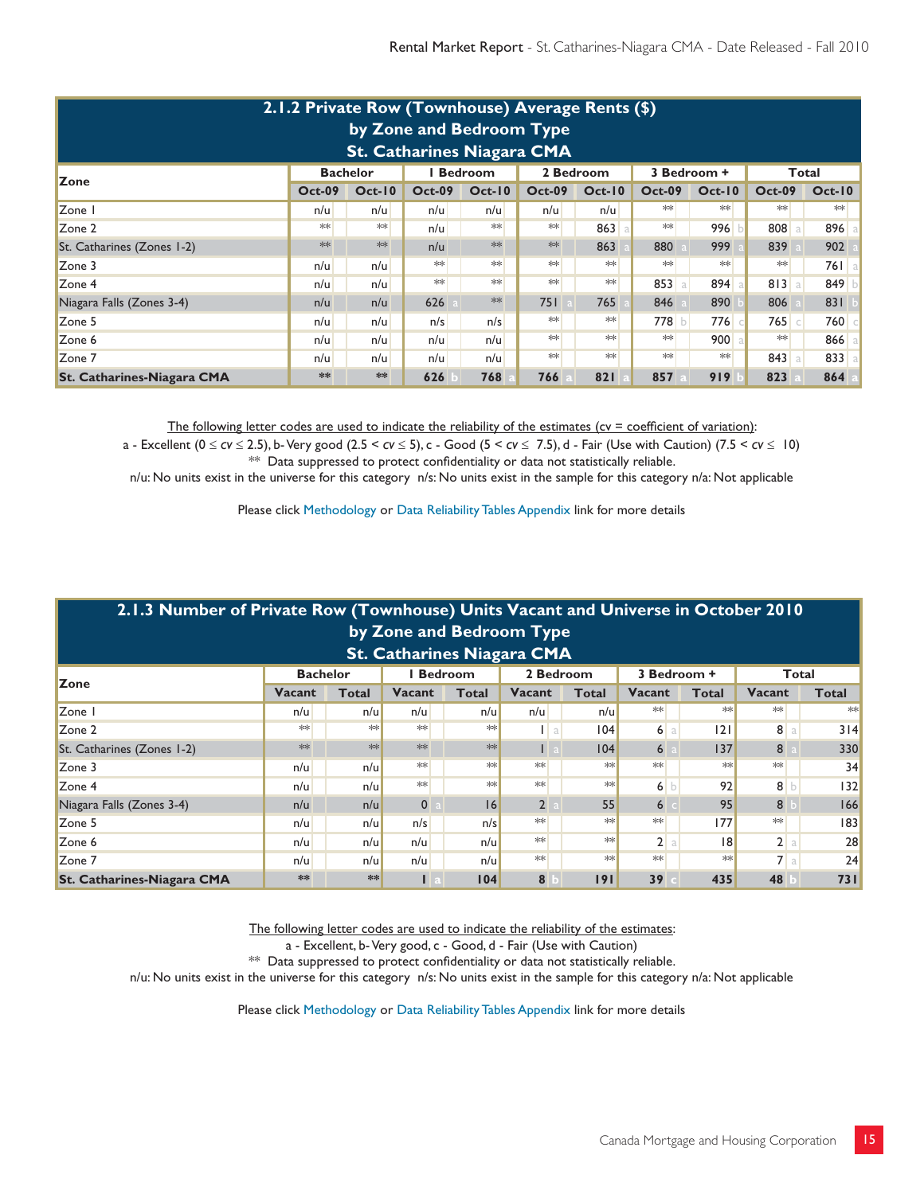## 2.1.2 Private Row (Townhouse) Average Rents ($) by Zone and Bedroom Type St. Catharines Niagara CMA

| Zone | Bachelor | | 1 Bedroom | | 2 Bedroom | | 3 Bedroom + | | Total | |
|---|---|---|---|---|---|---|---|---|---|---|
| | Oct-09 | Oct-10 | Oct-09 | Oct-10 | Oct-09 | Oct-10 | Oct-09 | Oct-10 | Oct-09 | Oct-10 |
| Zone 1 | n/u | n/u | n/u | n/u | n/u | n/u | ** | ** | ** | ** |
| Zone 2 | ** | ** | n/u | ** | ** | 863 a | ** | 996 b | 808 a | 896 a |
| St. Catharines (Zones 1-2) | ** | ** | n/u | ** | ** | 863 a | 880 a | 999 a | 839 a | 902 a |
| Zone 3 | n/u | n/u | ** | ** | ** | ** | ** | ** | ** | 761 a |
| Zone 4 | n/u | n/u | ** | ** | ** | ** | 853 a | 894 a | 813 a | 849 b |
| Niagara Falls (Zones 3-4) | n/u | n/u | 626 a | ** | 751 a | 765 a | 846 a | 890 b | 806 a | 831 b |
| Zone 5 | n/u | n/u | n/s | n/s | ** | ** | 778 b | 776 c | 765 c | 760 c |
| Zone 6 | n/u | n/u | n/u | n/u | ** | ** | ** | 900 a | ** | 866 a |
| Zone 7 | n/u | n/u | n/u | n/u | ** | ** | ** | ** | 843 a | 833 a |
| **St. Catharines-Niagara CMA** | ** | ** | **626 b** | **768 a** | **766 a** | **821 a** | **857 a** | **919 b** | **823 a** | **864 a** |

The following letter codes are used to indicate the reliability of the estimates (cv = coefficient of variation):
a - Excellent ($0 \le cv \le 2.5$), b- Very good ($2.5 < cv \le 5$), c - Good ($5 < cv \le 7.5$), d - Fair (Use with Caution) ($7.5 < cv \le 10$)
** Data suppressed to protect confidentiality or data not statistically reliable.
n/u: No units exist in the universe for this category n/s: No units exist in the sample for this category n/a: Not applicable

Please click Methodology or Data Reliability Tables Appendix link for more details

## 2.1.3 Number of Private Row (Townhouse) Units Vacant and Universe in October 2010 by Zone and Bedroom Type St. Catharines Niagara CMA

| Zone | Bachelor | | 1 Bedroom | | 2 Bedroom | | 3 Bedroom + | | Total | |
|---|---|---|---|---|---|---|---|---|---|---|
| | Vacant | Total | Vacant | Total | Vacant | Total | Vacant | Total | Vacant | Total |
| Zone 1 | n/u | n/u | n/u | n/u | n/u | n/u | ** | ** | ** | ** |
| Zone 2 | ** | ** | ** | ** | 1 a | 104 | 6 a | 121 | 8 a | 314 |
| St. Catharines (Zones 1-2) | ** | ** | ** | ** | 1 a | 104 | 6 a | 137 | 8 a | 330 |
| Zone 3 | n/u | n/u | ** | ** | ** | ** | ** | ** | ** | 34 |
| Zone 4 | n/u | n/u | ** | ** | ** | ** | 6 b | 92 | 8 b | 132 |
| Niagara Falls (Zones 3-4) | n/u | n/u | 0 a | 16 | 2 a | 55 | 6 c | 95 | 8 b | 166 |
| Zone 5 | n/u | n/u | n/s | n/s | ** | ** | ** | 177 | ** | 183 |
| Zone 6 | n/u | n/u | n/u | n/u | ** | ** | 2 a | 18 | 2 a | 28 |
| Zone 7 | n/u | n/u | n/u | n/u | ** | ** | ** | ** | 7 a | 24 |
| **St. Catharines-Niagara CMA** | ** | ** | **1 a** | **104** | **8 b** | **191** | **39 c** | **435** | **48 b** | **731** |

The following letter codes are used to indicate the reliability of the estimates:
a - Excellent, b- Very good, c - Good, d - Fair (Use with Caution)
** Data suppressed to protect confidentiality or data not statistically reliable.
n/u: No units exist in the universe for this category n/s: No units exist in the sample for this category n/a: Not applicable

Please click Methodology or Data Reliability Tables Appendix link for more details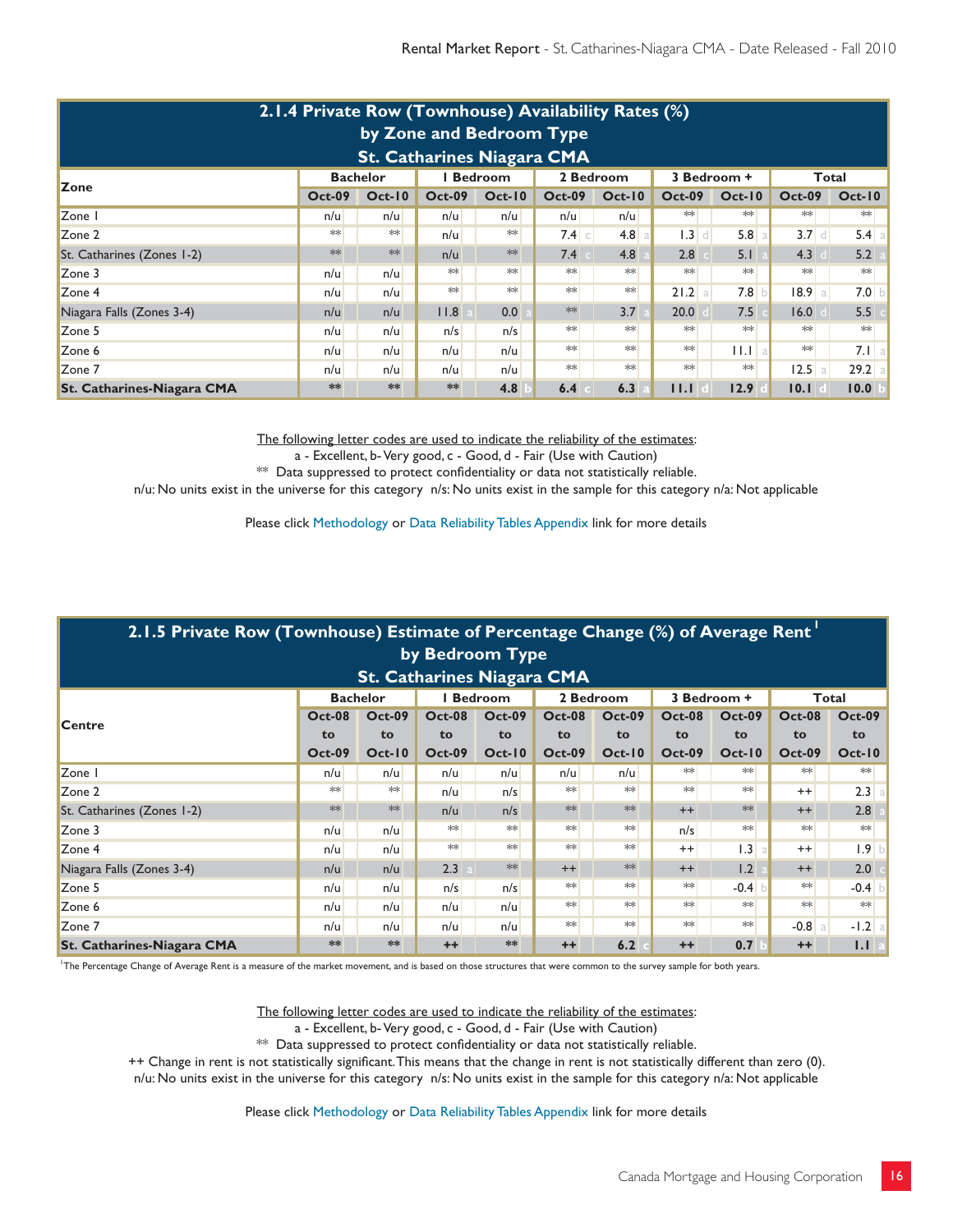## 2.1.4 Private Row (Townhouse) Availability Rates (%) by Zone and Bedroom Type St. Catharines Niagara CMA

| Zone | Bachelor | | 1 Bedroom | | 2 Bedroom | | 3 Bedroom + | | Total | |
|---|---|---|---|---|---|---|---|---|---|---|
| | Oct-09 | Oct-10 | Oct-09 | Oct-10 | Oct-09 | Oct-10 | Oct-09 | Oct-10 | Oct-09 | Oct-10 |
| Zone 1 | n/u | n/u | n/u | n/u | n/u | n/u | ** | ** | ** | ** |
| Zone 2 | ** | ** | n/u | ** | 7.4 c | 4.8 a | 1.3 d | 5.8 a | 3.7 d | 5.4 a |
| St. Catharines (Zones 1-2) | ** | ** | n/u | ** | 7.4 c | 4.8 a | 2.8 c | 5.1 a | 4.3 d | 5.2 a |
| Zone 3 | n/u | n/u | ** | ** | ** | ** | ** | ** | ** | ** |
| Zone 4 | n/u | n/u | ** | ** | ** | ** | 21.2 a | 7.8 b | 18.9 a | 7.0 b |
| Niagara Falls (Zones 3-4) | n/u | n/u | 11.8 a | 0.0 a | ** | 3.7 a | 20.0 d | 7.5 c | 16.0 d | 5.5 c |
| Zone 5 | n/u | n/u | n/s | n/s | ** | ** | ** | ** | ** | ** |
| Zone 6 | n/u | n/u | n/u | n/u | ** | ** | ** | 11.1 a | ** | 7.1 a |
| Zone 7 | n/u | n/u | n/u | n/u | ** | ** | ** | ** | 12.5 a | 29.2 a |
| **St. Catharines-Niagara CMA** | ** | ** | ** | 4.8 b | 6.4 c | 6.3 a | 11.1 d | 12.9 d | 10.1 d | 10.0 b |

The following letter codes are used to indicate the reliability of the estimates:
a - Excellent, b- Very good, c - Good, d - Fair (Use with Caution)
** Data suppressed to protect confidentiality or data not statistically reliable.
n/u: No units exist in the universe for this category n/s: No units exist in the sample for this category n/a: Not applicable

Please click Methodology or Data Reliability Tables Appendix link for more details

## 2.1.5 Private Row (Townhouse) Estimate of Percentage Change (%) of Average Rent [1] by Bedroom Type St. Catharines Niagara CMA

| Centre | Bachelor | | 1 Bedroom | | 2 Bedroom | | 3 Bedroom + | | Total | |
|---|---|---|---|---|---|---|---|---|---|---|
| | Oct-08 to Oct-09 | Oct-09 to Oct-10 | Oct-08 to Oct-09 | Oct-09 to Oct-10 | Oct-08 to Oct-09 | Oct-09 to Oct-10 | Oct-08 to Oct-09 | Oct-09 to Oct-10 | Oct-08 to Oct-09 | Oct-09 to Oct-10 |
| Zone 1 | n/u | n/u | n/u | n/u | n/u | n/u | ** | ** | ** | ** |
| Zone 2 | ** | ** | n/u | n/s | ** | ** | ** | ** | ++ | 2.3 a |
| St. Catharines (Zones 1-2) | ** | ** | n/u | n/s | ** | ** | ++ | ** | ++ | 2.8 a |
| Zone 3 | n/u | n/u | ** | ** | ** | ** | n/s | ** | ** | ** |
| Zone 4 | n/u | n/u | ** | ** | ** | ** | ++ | 1.3 a | ++ | 1.9 b |
| Niagara Falls (Zones 3-4) | n/u | n/u | 2.3 a | ** | ++ | ** | ++ | 1.2 a | ++ | 2.0 c |
| Zone 5 | n/u | n/u | n/s | n/s | ** | ** | ** | -0.4 b | ** | -0.4 b |
| Zone 6 | n/u | n/u | n/u | n/u | ** | ** | ** | ** | ** | ** |
| Zone 7 | n/u | n/u | n/u | n/u | ** | ** | ** | ** | -0.8 a | -1.2 a |
| **St. Catharines-Niagara CMA** | ** | ** | ++ | ** | ++ | 6.2 c | ++ | 0.7 b | ++ | 1.1 a |

[1] The Percentage Change of Average Rent is a measure of the market movement, and is based on those structures that were common to the survey sample for both years.

The following letter codes are used to indicate the reliability of the estimates:
a - Excellent, b- Very good, c - Good, d - Fair (Use with Caution)
** Data suppressed to protect confidentiality or data not statistically reliable.
++ Change in rent is not statistically significant. This means that the change in rent is not statistically different than zero (0).
n/u: No units exist in the universe for this category n/s: No units exist in the sample for this category n/a: Not applicable

Please click Methodology or Data Reliability Tables Appendix link for more details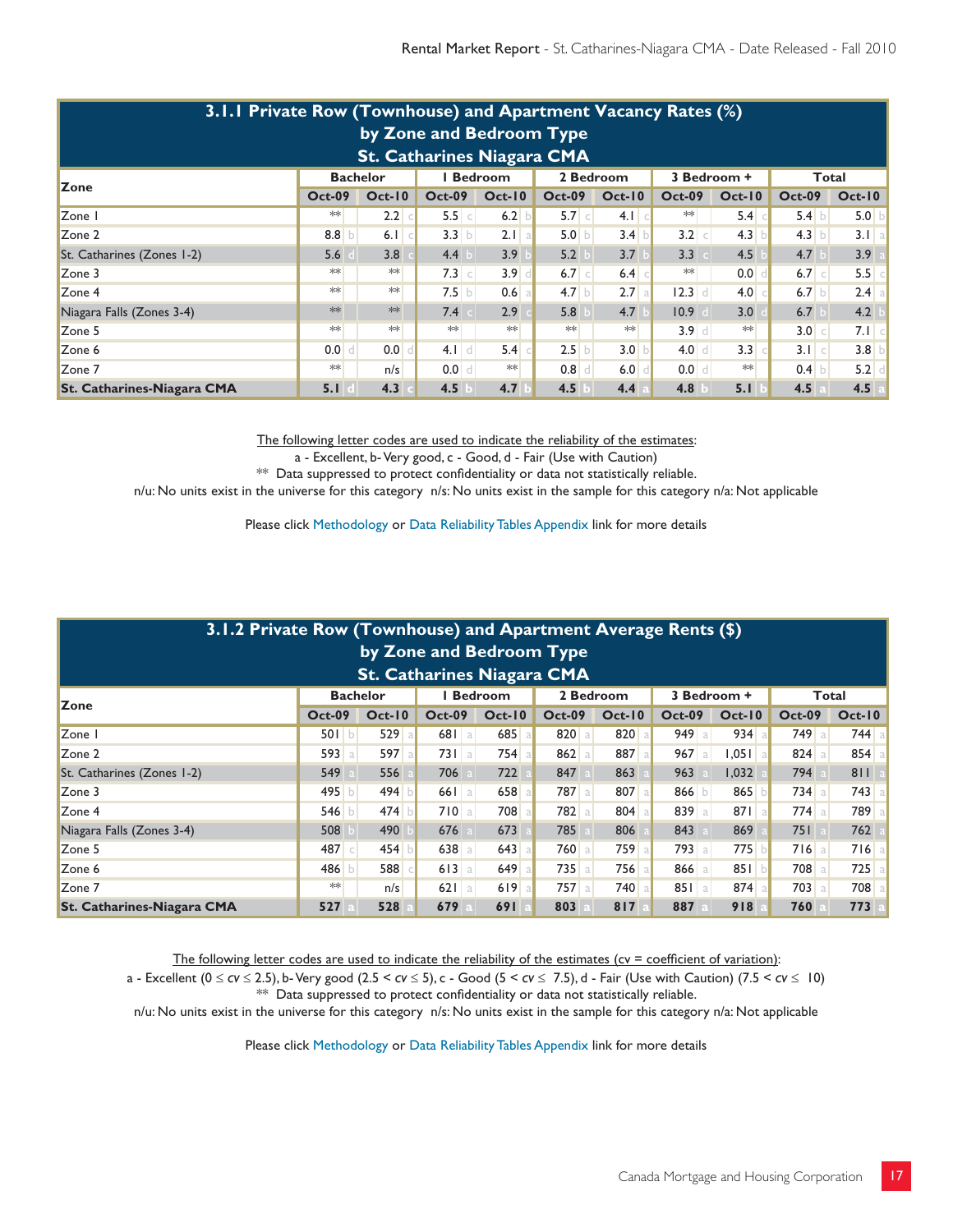## 3.1.1 Private Row (Townhouse) and Apartment Vacancy Rates (%) by Zone and Bedroom Type St. Catharines Niagara CMA

| Zone | Bachelor | | 1 Bedroom | | 2 Bedroom | | 3 Bedroom + | | Total | |
|---|---|---|---|---|---|---|---|---|---|---|
| | Oct-09 | Oct-10 | Oct-09 | Oct-10 | Oct-09 | Oct-10 | Oct-09 | Oct-10 | Oct-09 | Oct-10 |
| Zone 1 | ** | 2.2 c | 5.5 c | 6.2 b | 5.7 c | 4.1 c | ** | 5.4 c | 5.4 b | 5.0 b |
| Zone 2 | 8.8 b | 6.1 c | 3.3 b | 2.1 a | 5.0 b | 3.4 b | 3.2 c | 4.3 b | 4.3 b | 3.1 a |
| St. Catharines (Zones 1-2) | 5.6 d | 3.8 c | 4.4 b | 3.9 b | 5.2 b | 3.7 b | 3.3 c | 4.5 b | 4.7 b | 3.9 a |
| Zone 3 | ** | ** | 7.3 c | 3.9 d | 6.7 c | 6.4 c | ** | 0.0 d | 6.7 c | 5.5 c |
| Zone 4 | ** | ** | 7.5 b | 0.6 a | 4.7 b | 2.7 a | 12.3 d | 4.0 c | 6.7 b | 2.4 a |
| Niagara Falls (Zones 3-4) | ** | ** | 7.4 c | 2.9 c | 5.8 b | 4.7 b | 10.9 d | 3.0 d | 6.7 b | 4.2 b |
| Zone 5 | ** | ** | ** | ** | ** | ** | 3.9 d | ** | 3.0 c | 7.1 c |
| Zone 6 | 0.0 d | 0.0 d | 4.1 d | 5.4 c | 2.5 b | 3.0 b | 4.0 d | 3.3 c | 3.1 c | 3.8 b |
| Zone 7 | ** | n/s | 0.0 d | ** | 0.8 d | 6.0 d | 0.0 d | ** | 0.4 b | 5.2 d |
| **St. Catharines-Niagara CMA** | **5.1 d** | **4.3 c** | **4.5 b** | **4.7 b** | **4.5 b** | **4.4 a** | **4.8 b** | **5.1 b** | **4.5 a** | **4.5 a** |

The following letter codes are used to indicate the reliability of the estimates:
a - Excellent, b- Very good, c - Good, d - Fair (Use with Caution)
** Data suppressed to protect confidentiality or data not statistically reliable.
n/u: No units exist in the universe for this category n/s: No units exist in the sample for this category n/a: Not applicable

Please click Methodology or Data Reliability Tables Appendix link for more details

## 3.1.2 Private Row (Townhouse) and Apartment Average Rents ($) by Zone and Bedroom Type St. Catharines Niagara CMA

| Zone | Bachelor | | 1 Bedroom | | 2 Bedroom | | 3 Bedroom + | | Total | |
|---|---|---|---|---|---|---|---|---|---|---|
| | Oct-09 | Oct-10 | Oct-09 | Oct-10 | Oct-09 | Oct-10 | Oct-09 | Oct-10 | Oct-09 | Oct-10 |
| Zone 1 | 501 b | 529 a | 681 a | 685 a | 820 a | 820 a | 949 a | 934 a | 749 a | 744 a |
| Zone 2 | 593 a | 597 a | 731 a | 754 a | 862 a | 887 a | 967 a | 1,051 a | 824 a | 854 a |
| St. Catharines (Zones 1-2) | 549 a | 556 a | 706 a | 722 a | 847 a | 863 a | 963 a | 1,032 a | 794 a | 811 a |
| Zone 3 | 495 b | 494 b | 661 a | 658 a | 787 a | 807 a | 866 b | 865 b | 734 a | 743 a |
| Zone 4 | 546 b | 474 b | 710 a | 708 a | 782 a | 804 a | 839 a | 871 a | 774 a | 789 a |
| Niagara Falls (Zones 3-4) | 508 b | 490 b | 676 a | 673 a | 785 a | 806 a | 843 a | 869 a | 751 a | 762 a |
| Zone 5 | 487 c | 454 b | 638 a | 643 a | 760 a | 759 a | 793 a | 775 b | 716 a | 716 a |
| Zone 6 | 486 b | 588 c | 613 a | 649 a | 735 a | 756 a | 866 a | 851 b | 708 a | 725 a |
| Zone 7 | ** | n/s | 621 a | 619 a | 757 a | 740 a | 851 a | 874 a | 703 a | 708 a |
| **St. Catharines-Niagara CMA** | **527 a** | **528 a** | **679 a** | **691 a** | **803 a** | **817 a** | **887 a** | **918 a** | **760 a** | **773 a** |

The following letter codes are used to indicate the reliability of the estimates (cv = coefficient of variation):
a - Excellent ($0 \le cv \le 2.5$), b- Very good ($2.5 < cv \le 5$), c - Good ($5 < cv \le 7.5$), d - Fair (Use with Caution) ($7.5 < cv \le 10$)
** Data suppressed to protect confidentiality or data not statistically reliable.
n/u: No units exist in the universe for this category n/s: No units exist in the sample for this category n/a: Not applicable

Please click Methodology or Data Reliability Tables Appendix link for more details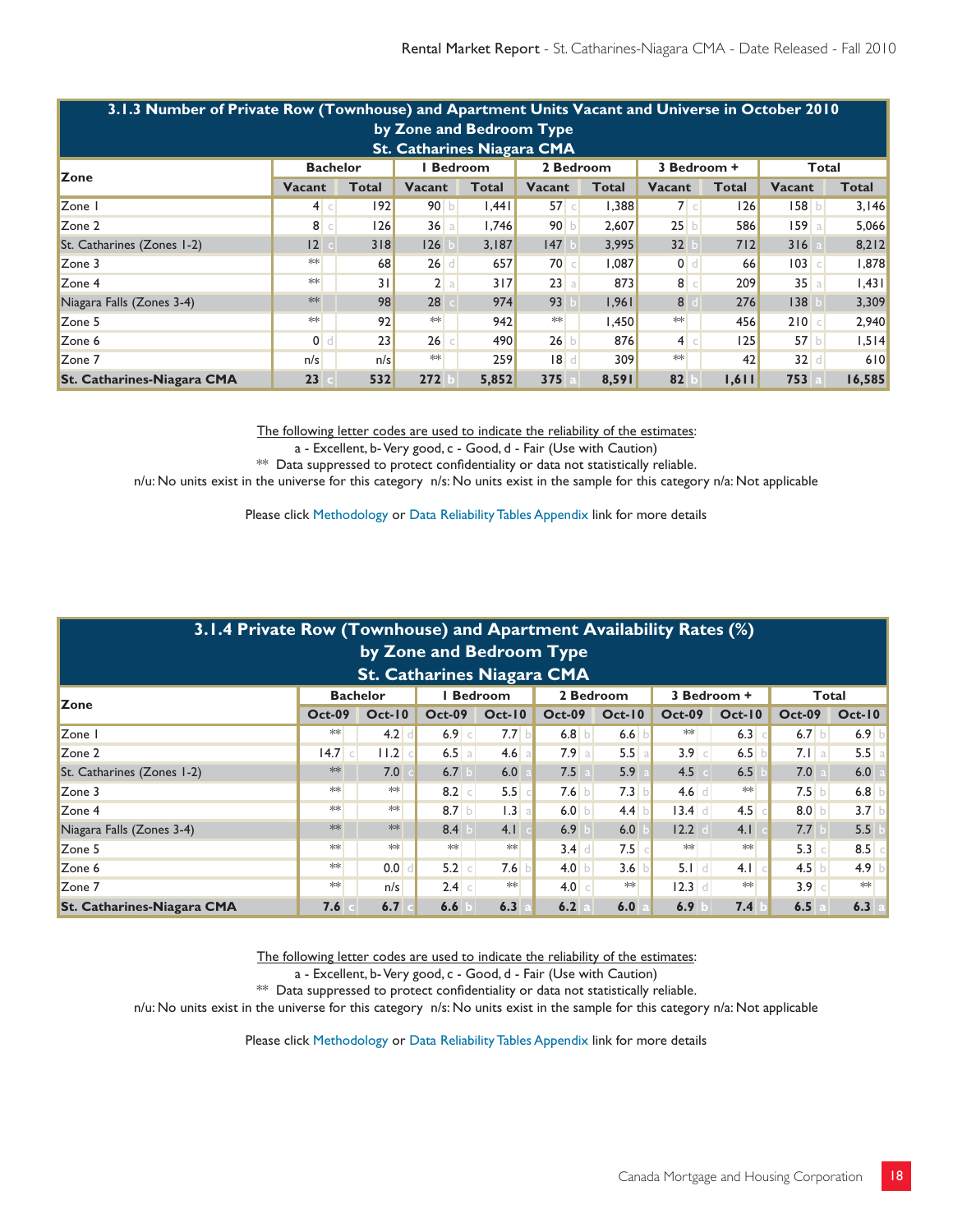## 3.1.3 Number of Private Row (Townhouse) and Apartment Units Vacant and Universe in October 2010 by Zone and Bedroom Type St. Catharines Niagara CMA

| Zone | Bachelor | | | 1 Bedroom | | | 2 Bedroom | | | 3 Bedroom + | | | Total | | |
|---|---|---|---|---|---|---|---|---|---|---|---|---|---|---|---|
| | Vacant | | Total | Vacant | | Total | Vacant | | Total | Vacant | | Total | Vacant | | Total |
| Zone 1 | 4 | c | 192 | 90 | b | 1,441 | 57 | c | 1,388 | 7 | c | 126 | 158 | b | 3,146 |
| Zone 2 | 8 | c | 126 | 36 | a | 1,746 | 90 | b | 2,607 | 25 | b | 586 | 159 | a | 5,066 |
| St. Catharines (Zones 1-2) | 12 | c | 318 | 126 | b | 3,187 | 147 | b | 3,995 | 32 | b | 712 | 316 | a | 8,212 |
| Zone 3 | ** | | 68 | 26 | d | 657 | 70 | c | 1,087 | 0 | d | 66 | 103 | c | 1,878 |
| Zone 4 | ** | | 31 | 2 | a | 317 | 23 | a | 873 | 8 | c | 209 | 35 | a | 1,431 |
| Niagara Falls (Zones 3-4) | ** | | 98 | 28 | c | 974 | 93 | b | 1,961 | 8 | d | 276 | 138 | b | 3,309 |
| Zone 5 | ** | | 92 | ** | | 942 | ** | | 1,450 | ** | | 456 | 210 | c | 2,940 |
| Zone 6 | 0 | d | 23 | 26 | c | 490 | 26 | b | 876 | 4 | c | 125 | 57 | b | 1,514 |
| Zone 7 | n/s | | n/s | ** | | 259 | 18 | d | 309 | ** | | 42 | 32 | d | 610 |
| **St. Catharines-Niagara CMA** | **23** | **c** | **532** | **272** | **b** | **5,852** | **375** | **a** | **8,591** | **82** | **b** | **1,611** | **753** | **a** | **16,585** |

The following letter codes are used to indicate the reliability of the estimates:
a - Excellent, b- Very good, c - Good, d - Fair (Use with Caution)
** Data suppressed to protect confidentiality or data not statistically reliable.
n/u: No units exist in the universe for this category n/s: No units exist in the sample for this category n/a: Not applicable

Please click Methodology or Data Reliability Tables Appendix link for more details

## 3.1.4 Private Row (Townhouse) and Apartment Availability Rates (%) by Zone and Bedroom Type St. Catharines Niagara CMA

| Zone | Bachelor | | | | 1 Bedroom | | | | 2 Bedroom | | | | 3 Bedroom + | | | | Total | | | |
|---|---|---|---|---|---|---|---|---|---|---|---|---|---|---|---|---|---|---|---|---|
| | Oct-09 | | Oct-10 | | Oct-09 | | Oct-10 | | Oct-09 | | Oct-10 | | Oct-09 | | Oct-10 | | Oct-09 | | Oct-10 | |
| Zone 1 | ** | | 4.2 | d | 6.9 | c | 7.7 | b | 6.8 | b | 6.6 | b | ** | | 6.3 | c | 6.7 | b | 6.9 | b |
| Zone 2 | 14.7 | c | 11.2 | c | 6.5 | a | 4.6 | a | 7.9 | a | 5.5 | a | 3.9 | c | 6.5 | b | 7.1 | a | 5.5 | a |
| St. Catharines (Zones 1-2) | ** | | 7.0 | c | 6.7 | b | 6.0 | a | 7.5 | a | 5.9 | a | 4.5 | c | 6.5 | b | 7.0 | a | 6.0 | a |
| Zone 3 | ** | | ** | | 8.2 | c | 5.5 | c | 7.6 | b | 7.3 | b | 4.6 | d | ** | | 7.5 | b | 6.8 | b |
| Zone 4 | ** | | ** | | 8.7 | b | 1.3 | a | 6.0 | b | 4.4 | b | 13.4 | d | 4.5 | c | 8.0 | b | 3.7 | b |
| Niagara Falls (Zones 3-4) | ** | | ** | | 8.4 | b | 4.1 | c | 6.9 | b | 6.0 | b | 12.2 | d | 4.1 | c | 7.7 | b | 5.5 | b |
| Zone 5 | ** | | ** | | ** | | ** | | 3.4 | d | 7.5 | c | ** | | ** | | 5.3 | c | 8.5 | c |
| Zone 6 | ** | | 0.0 | d | 5.2 | c | 7.6 | b | 4.0 | b | 3.6 | b | 5.1 | d | 4.1 | c | 4.5 | b | 4.9 | b |
| Zone 7 | ** | | n/s | | 2.4 | c | ** | | 4.0 | c | ** | | 12.3 | d | ** | | 3.9 | c | ** | |
| **St. Catharines-Niagara CMA** | **7.6** | **c** | **6.7** | **c** | **6.6** | **b** | **6.3** | **a** | **6.2** | **a** | **6.0** | **a** | **6.9** | **b** | **7.4** | **b** | **6.5** | **a** | **6.3** | **a** |

The following letter codes are used to indicate the reliability of the estimates:
a - Excellent, b- Very good, c - Good, d - Fair (Use with Caution)
** Data suppressed to protect confidentiality or data not statistically reliable.
n/u: No units exist in the universe for this category n/s: No units exist in the sample for this category n/a: Not applicable

Please click Methodology or Data Reliability Tables Appendix link for more details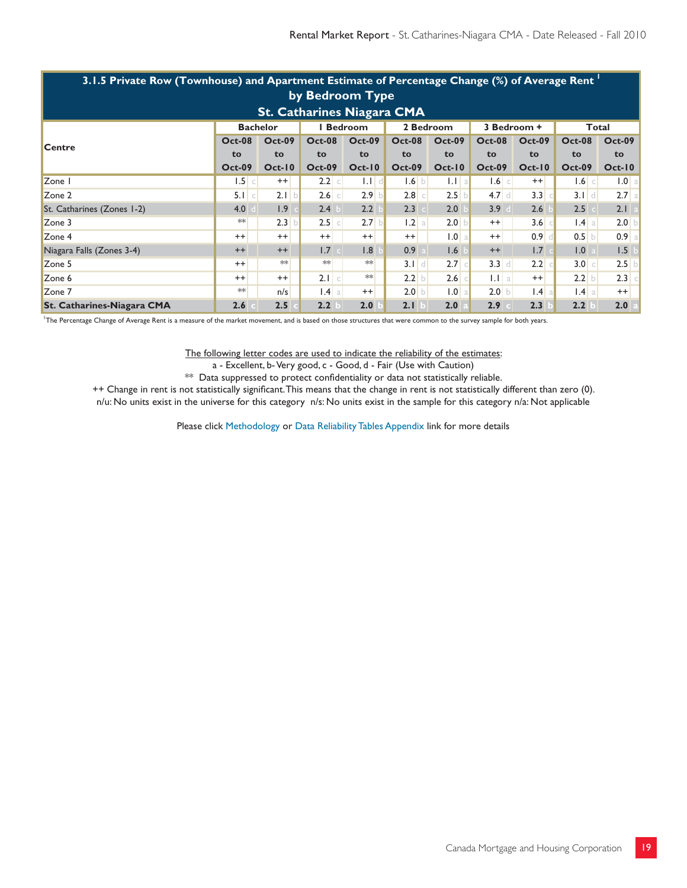## 3.1.5 Private Row (Townhouse) and Apartment Estimate of Percentage Change (%) of Average Rent [1] by Bedroom Type St. Catharines Niagara CMA

| Centre | Bachelor | | 1 Bedroom | | 2 Bedroom | | 3 Bedroom + | | Total | |
|---|---|---|---|---|---|---|---|---|---|---|
| | Oct-08 to Oct-09 | Oct-09 to Oct-10 | Oct-08 to Oct-09 | Oct-09 to Oct-10 | Oct-08 to Oct-09 | Oct-09 to Oct-10 | Oct-08 to Oct-09 | Oct-09 to Oct-10 | Oct-08 to Oct-09 | Oct-09 to Oct-10 |
| Zone 1 | 1.5 c | ++ | 2.2 c | 1.1 d | 1.6 b | 1.1 a | 1.6 c | ++ | 1.6 c | 1.0 a |
| Zone 2 | 5.1 c | 2.1 b | 2.6 c | 2.9 b | 2.8 c | 2.5 b | 4.7 d | 3.3 c | 3.1 d | 2.7 a |
| St. Catharines (Zones 1-2) | 4.0 d | 1.9 c | 2.4 b | 2.2 b | 2.3 c | 2.0 b | 3.9 d | 2.6 b | 2.5 c | 2.1 a |
| Zone 3 | ** | 2.3 b | 2.5 c | 2.7 b | 1.2 a | 2.0 b | ++ | 3.6 c | 1.4 a | 2.0 b |
| Zone 4 | ++ | ++ | ++ | ++ | ++ | 1.0 a | ++ | 0.9 d | 0.5 b | 0.9 a |
| Niagara Falls (Zones 3-4) | ++ | ++ | 1.7 c | 1.8 b | 0.9 a | 1.6 b | ++ | 1.7 c | 1.0 a | 1.5 b |
| Zone 5 | ++ | ** | ** | ** | 3.1 d | 2.7 c | 3.3 d | 2.2 c | 3.0 c | 2.5 b |
| Zone 6 | ++ | ++ | 2.1 c | ** | 2.2 b | 2.6 c | 1.1 a | ++ | 2.2 b | 2.3 c |
| Zone 7 | ** | n/s | 1.4 a | ++ | 2.0 b | 1.0 a | 2.0 b | 1.4 a | 1.4 a | ++ |
| **St. Catharines-Niagara CMA** | **2.6 c** | **2.5 c** | **2.2 b** | **2.0 b** | **2.1 b** | **2.0 a** | **2.9 c** | **2.3 b** | **2.2 b** | **2.0 a** |

[1]The Percentage Change of Average Rent is a measure of the market movement, and is based on those structures that were common to the survey sample for both years.

The following letter codes are used to indicate the reliability of the estimates:
a - Excellent, b- Very good, c - Good, d - Fair (Use with Caution)
** Data suppressed to protect confidentiality or data not statistically reliable.
++ Change in rent is not statistically significant. This means that the change in rent is not statistically different than zero (0).
n/u: No units exist in the universe for this category n/s: No units exist in the sample for this category n/a: Not applicable

Please click Methodology or Data Reliability Tables Appendix link for more details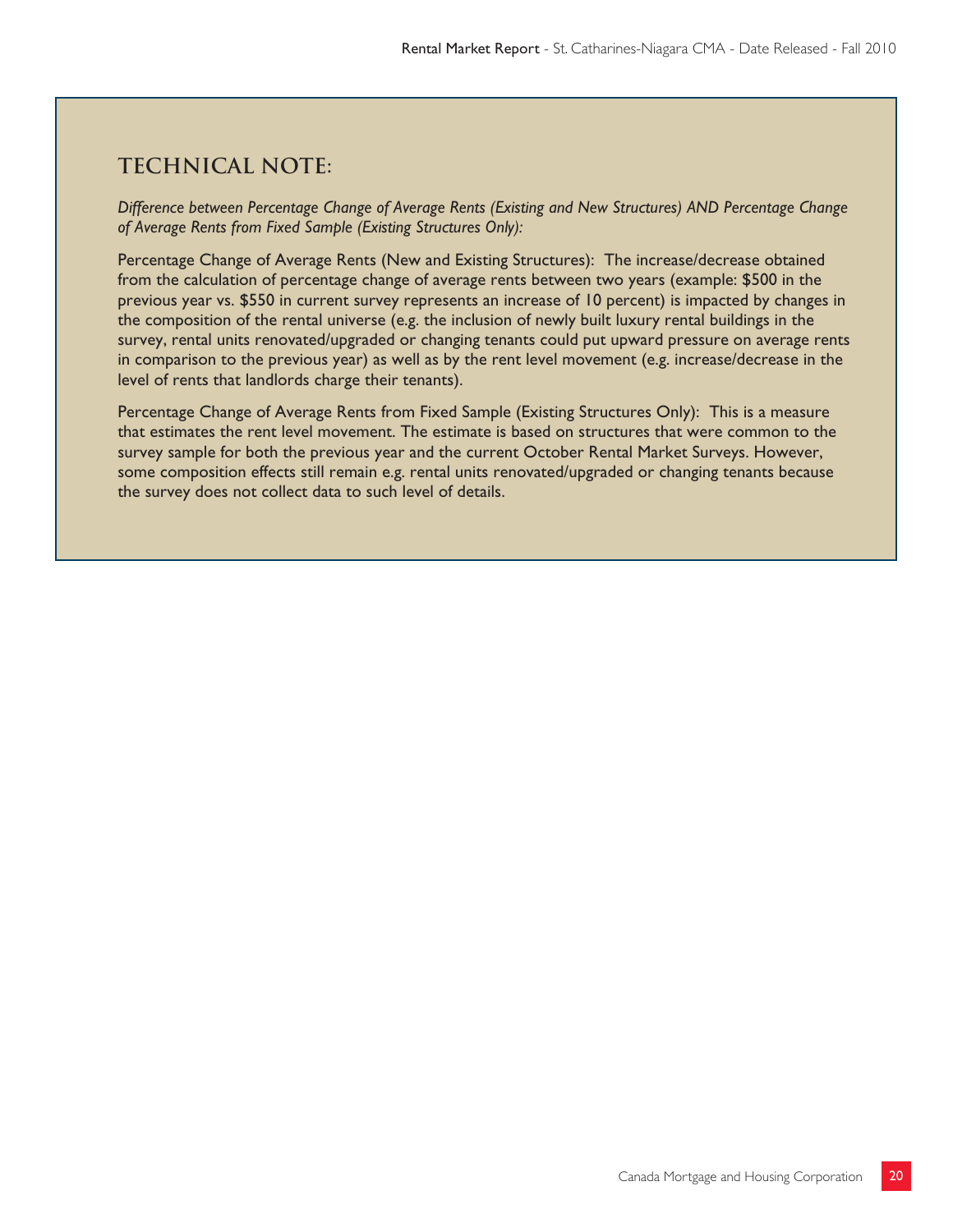## TECHNICAL NOTE:

*Difference between Percentage Change of Average Rents (Existing and New Structures) AND Percentage Change of Average Rents from Fixed Sample (Existing Structures Only):*

Percentage Change of Average Rents (New and Existing Structures): The increase/decrease obtained from the calculation of percentage change of average rents between two years (example: $500 in the previous year vs. $550 in current survey represents an increase of 10 percent) is impacted by changes in the composition of the rental universe (e.g. the inclusion of newly built luxury rental buildings in the survey, rental units renovated/upgraded or changing tenants could put upward pressure on average rents in comparison to the previous year) as well as by the rent level movement (e.g. increase/decrease in the level of rents that landlords charge their tenants).

Percentage Change of Average Rents from Fixed Sample (Existing Structures Only): This is a measure that estimates the rent level movement. The estimate is based on structures that were common to the survey sample for both the previous year and the current October Rental Market Surveys. However, some composition effects still remain e.g. rental units renovated/upgraded or changing tenants because the survey does not collect data to such level of details.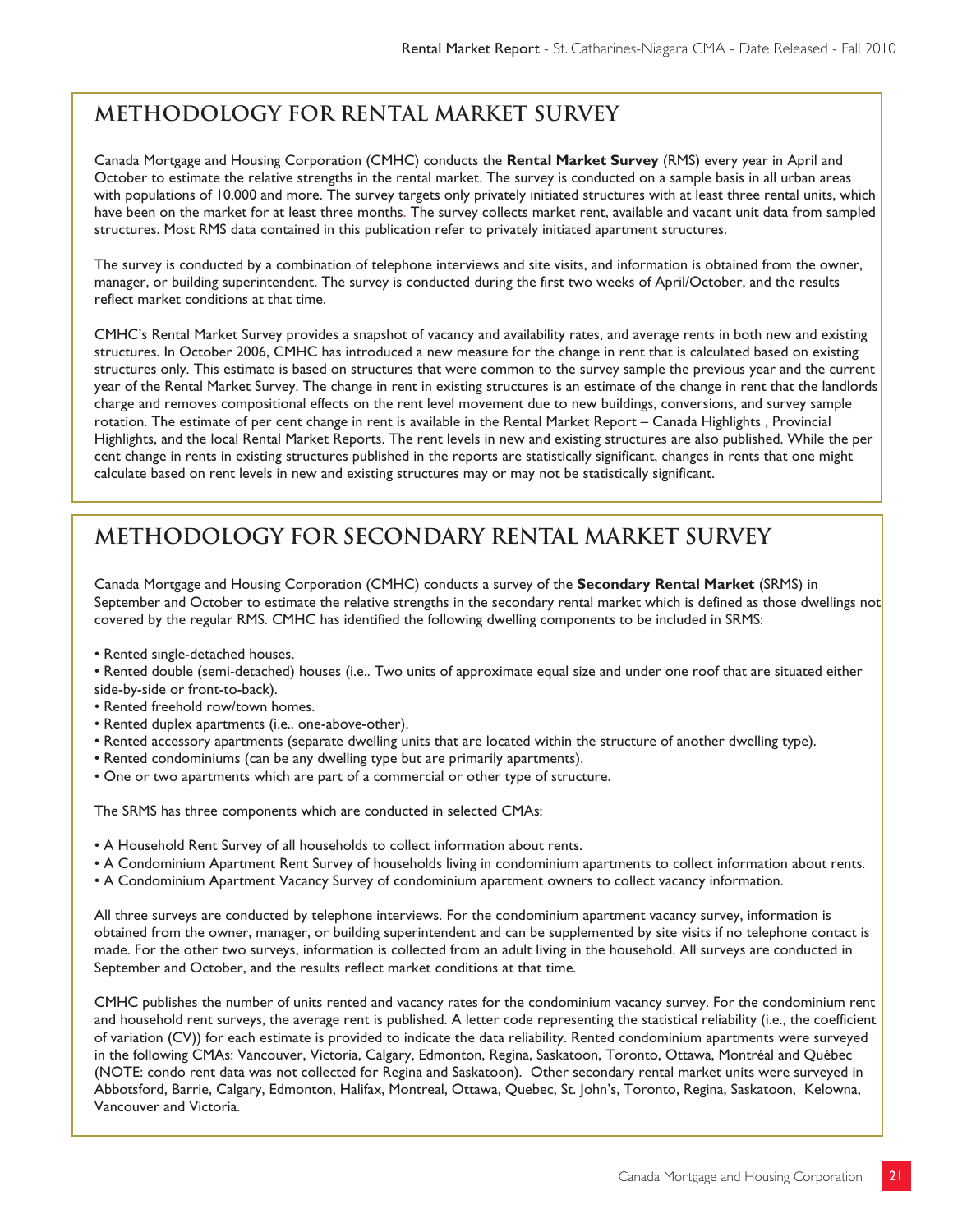## METHODOLOGY FOR RENTAL MARKET SURVEY

Canada Mortgage and Housing Corporation (CMHC) conducts the **Rental Market Survey** (RMS) every year in April and October to estimate the relative strengths in the rental market. The survey is conducted on a sample basis in all urban areas with populations of 10,000 and more. The survey targets only privately initiated structures with at least three rental units, which have been on the market for at least three months. The survey collects market rent, available and vacant unit data from sampled structures. Most RMS data contained in this publication refer to privately initiated apartment structures.

The survey is conducted by a combination of telephone interviews and site visits, and information is obtained from the owner, manager, or building superintendent. The survey is conducted during the first two weeks of April/October, and the results reflect market conditions at that time.

CMHC's Rental Market Survey provides a snapshot of vacancy and availability rates, and average rents in both new and existing structures. In October 2006, CMHC has introduced a new measure for the change in rent that is calculated based on existing structures only. This estimate is based on structures that were common to the survey sample the previous year and the current year of the Rental Market Survey. The change in rent in existing structures is an estimate of the change in rent that the landlords charge and removes compositional effects on the rent level movement due to new buildings, conversions, and survey sample rotation. The estimate of per cent change in rent is available in the Rental Market Report – Canada Highlights , Provincial Highlights, and the local Rental Market Reports. The rent levels in new and existing structures are also published. While the per cent change in rents in existing structures published in the reports are statistically significant, changes in rents that one might calculate based on rent levels in new and existing structures may or may not be statistically significant.

## METHODOLOGY FOR SECONDARY RENTAL MARKET SURVEY

Canada Mortgage and Housing Corporation (CMHC) conducts a survey of the **Secondary Rental Market** (SRMS) in September and October to estimate the relative strengths in the secondary rental market which is defined as those dwellings not covered by the regular RMS. CMHC has identified the following dwelling components to be included in SRMS:

- Rented single-detached houses.
- Rented double (semi-detached) houses (i.e.. Two units of approximate equal size and under one roof that are situated either side-by-side or front-to-back).
- Rented freehold row/town homes.
- Rented duplex apartments (i.e.. one-above-other).
- Rented accessory apartments (separate dwelling units that are located within the structure of another dwelling type).
- Rented condominiums (can be any dwelling type but are primarily apartments).
- One or two apartments which are part of a commercial or other type of structure.

The SRMS has three components which are conducted in selected CMAs:

- A Household Rent Survey of all households to collect information about rents.
- A Condominium Apartment Rent Survey of households living in condominium apartments to collect information about rents.
- A Condominium Apartment Vacancy Survey of condominium apartment owners to collect vacancy information.

All three surveys are conducted by telephone interviews. For the condominium apartment vacancy survey, information is obtained from the owner, manager, or building superintendent and can be supplemented by site visits if no telephone contact is made. For the other two surveys, information is collected from an adult living in the household. All surveys are conducted in September and October, and the results reflect market conditions at that time.

CMHC publishes the number of units rented and vacancy rates for the condominium vacancy survey. For the condominium rent and household rent surveys, the average rent is published. A letter code representing the statistical reliability (i.e., the coefficient of variation (CV)) for each estimate is provided to indicate the data reliability. Rented condominium apartments were surveyed in the following CMAs: Vancouver, Victoria, Calgary, Edmonton, Regina, Saskatoon, Toronto, Ottawa, Montréal and Québec (NOTE: condo rent data was not collected for Regina and Saskatoon). Other secondary rental market units were surveyed in Abbotsford, Barrie, Calgary, Edmonton, Halifax, Montreal, Ottawa, Quebec, St. John's, Toronto, Regina, Saskatoon, Kelowna, Vancouver and Victoria.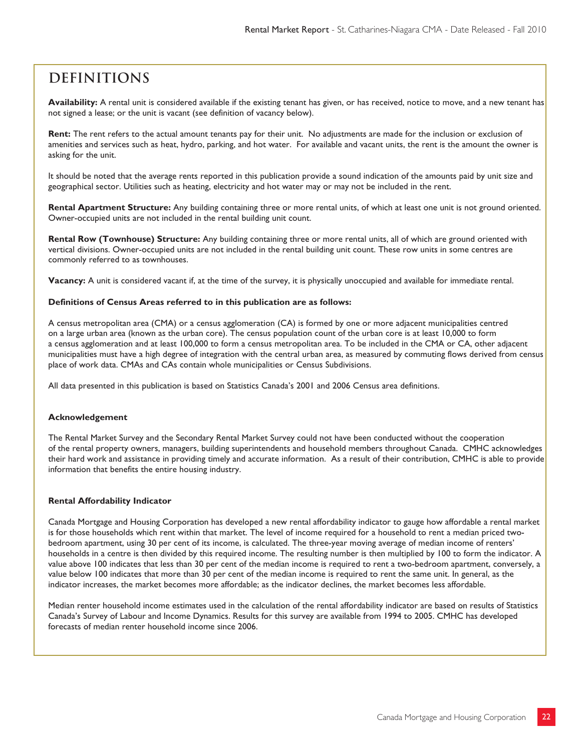# DEFINITIONS

**Availability:** A rental unit is considered available if the existing tenant has given, or has received, notice to move, and a new tenant has not signed a lease; or the unit is vacant (see definition of vacancy below).

**Rent:** The rent refers to the actual amount tenants pay for their unit. No adjustments are made for the inclusion or exclusion of amenities and services such as heat, hydro, parking, and hot water. For available and vacant units, the rent is the amount the owner is asking for the unit.

It should be noted that the average rents reported in this publication provide a sound indication of the amounts paid by unit size and geographical sector. Utilities such as heating, electricity and hot water may or may not be included in the rent.

**Rental Apartment Structure:** Any building containing three or more rental units, of which at least one unit is not ground oriented. Owner-occupied units are not included in the rental building unit count.

**Rental Row (Townhouse) Structure:** Any building containing three or more rental units, all of which are ground oriented with vertical divisions. Owner-occupied units are not included in the rental building unit count. These row units in some centres are commonly referred to as townhouses.

**Vacancy:** A unit is considered vacant if, at the time of the survey, it is physically unoccupied and available for immediate rental.

**Definitions of Census Areas referred to in this publication are as follows:**

A census metropolitan area (CMA) or a census agglomeration (CA) is formed by one or more adjacent municipalities centred on a large urban area (known as the urban core). The census population count of the urban core is at least 10,000 to form a census agglomeration and at least 100,000 to form a census metropolitan area. To be included in the CMA or CA, other adjacent municipalities must have a high degree of integration with the central urban area, as measured by commuting flows derived from census place of work data. CMAs and CAs contain whole municipalities or Census Subdivisions.

All data presented in this publication is based on Statistics Canada's 2001 and 2006 Census area definitions.

**Acknowledgement**

The Rental Market Survey and the Secondary Rental Market Survey could not have been conducted without the cooperation of the rental property owners, managers, building superintendents and household members throughout Canada. CMHC acknowledges their hard work and assistance in providing timely and accurate information. As a result of their contribution, CMHC is able to provide information that benefits the entire housing industry.

**Rental Affordability Indicator**

Canada Mortgage and Housing Corporation has developed a new rental affordability indicator to gauge how affordable a rental market is for those households which rent within that market. The level of income required for a household to rent a median priced two-bedroom apartment, using 30 per cent of its income, is calculated. The three-year moving average of median income of renters' households in a centre is then divided by this required income. The resulting number is then multiplied by 100 to form the indicator. A value above 100 indicates that less than 30 per cent of the median income is required to rent a two-bedroom apartment, conversely, a value below 100 indicates that more than 30 per cent of the median income is required to rent the same unit. In general, as the indicator increases, the market becomes more affordable; as the indicator declines, the market becomes less affordable.

Median renter household income estimates used in the calculation of the rental affordability indicator are based on results of Statistics Canada's Survey of Labour and Income Dynamics. Results for this survey are available from 1994 to 2005. CMHC has developed forecasts of median renter household income since 2006.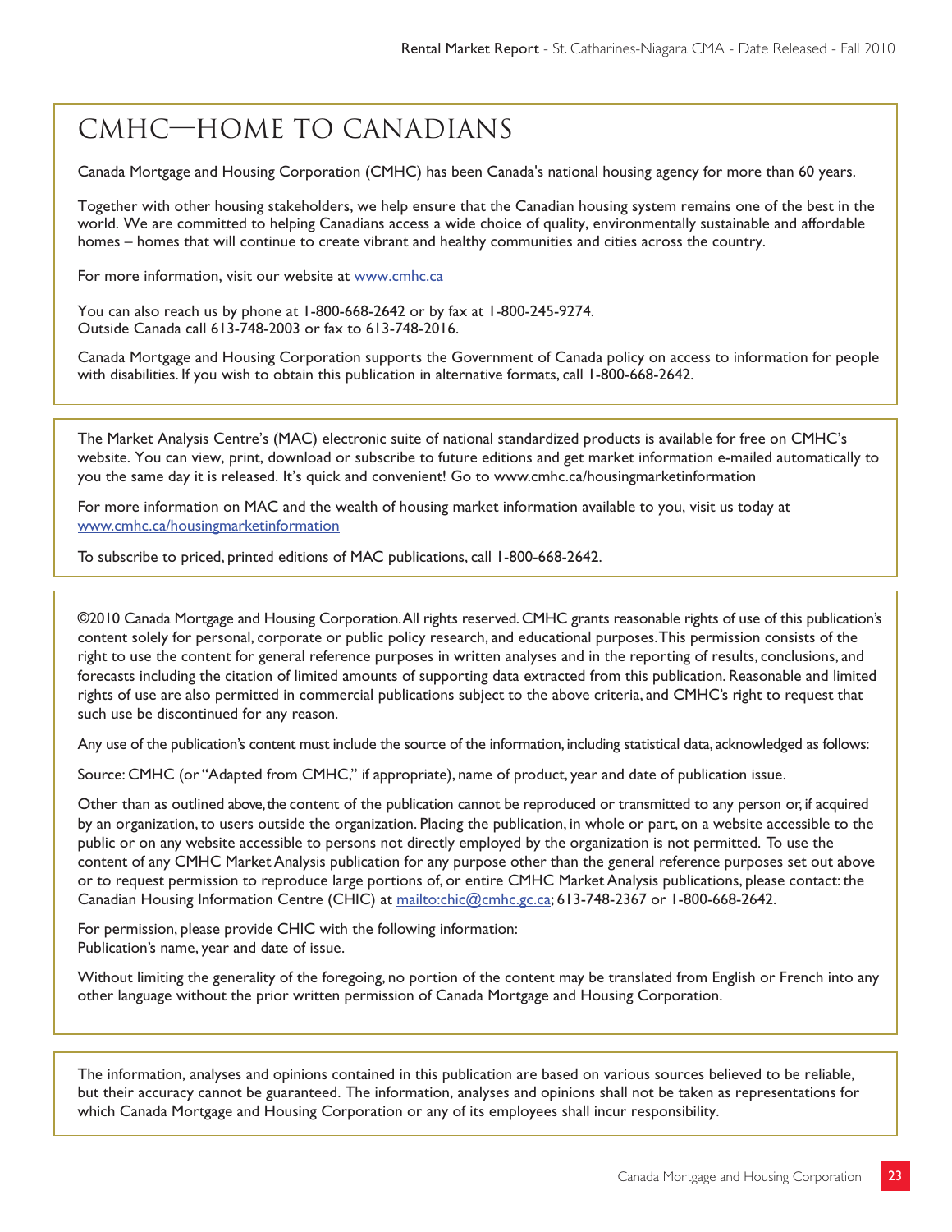# CMHC—HOME TO CANADIANS

Canada Mortgage and Housing Corporation (CMHC) has been Canada's national housing agency for more than 60 years.

Together with other housing stakeholders, we help ensure that the Canadian housing system remains one of the best in the world. We are committed to helping Canadians access a wide choice of quality, environmentally sustainable and affordable homes – homes that will continue to create vibrant and healthy communities and cities across the country.

For more information, visit our website at www.cmhc.ca

You can also reach us by phone at 1-800-668-2642 or by fax at 1-800-245-9274.
Outside Canada call 613-748-2003 or fax to 613-748-2016.

Canada Mortgage and Housing Corporation supports the Government of Canada policy on access to information for people with disabilities. If you wish to obtain this publication in alternative formats, call 1-800-668-2642.

---

The Market Analysis Centre's (MAC) electronic suite of national standardized products is available for free on CMHC's website. You can view, print, download or subscribe to future editions and get market information e-mailed automatically to you the same day it is released. It's quick and convenient! Go to www.cmhc.ca/housingmarketinformation

For more information on MAC and the wealth of housing market information available to you, visit us today at www.cmhc.ca/housingmarketinformation

To subscribe to priced, printed editions of MAC publications, call 1-800-668-2642.

---

©2010 Canada Mortgage and Housing Corporation. All rights reserved. CMHC grants reasonable rights of use of this publication's content solely for personal, corporate or public policy research, and educational purposes. This permission consists of the right to use the content for general reference purposes in written analyses and in the reporting of results, conclusions, and forecasts including the citation of limited amounts of supporting data extracted from this publication. Reasonable and limited rights of use are also permitted in commercial publications subject to the above criteria, and CMHC's right to request that such use be discontinued for any reason.

Any use of the publication's content must include the source of the information, including statistical data, acknowledged as follows:

Source: CMHC (or "Adapted from CMHC," if appropriate), name of product, year and date of publication issue.

Other than as outlined above, the content of the publication cannot be reproduced or transmitted to any person or, if acquired by an organization, to users outside the organization. Placing the publication, in whole or part, on a website accessible to the public or on any website accessible to persons not directly employed by the organization is not permitted. To use the content of any CMHC Market Analysis publication for any purpose other than the general reference purposes set out above or to request permission to reproduce large portions of, or entire CMHC Market Analysis publications, please contact: the Canadian Housing Information Centre (CHIC) at mailto:chic@cmhc.gc.ca; 613-748-2367 or 1-800-668-2642.

For permission, please provide CHIC with the following information:
Publication's name, year and date of issue.

Without limiting the generality of the foregoing, no portion of the content may be translated from English or French into any other language without the prior written permission of Canada Mortgage and Housing Corporation.

---

The information, analyses and opinions contained in this publication are based on various sources believed to be reliable, but their accuracy cannot be guaranteed. The information, analyses and opinions shall not be taken as representations for which Canada Mortgage and Housing Corporation or any of its employees shall incur responsibility.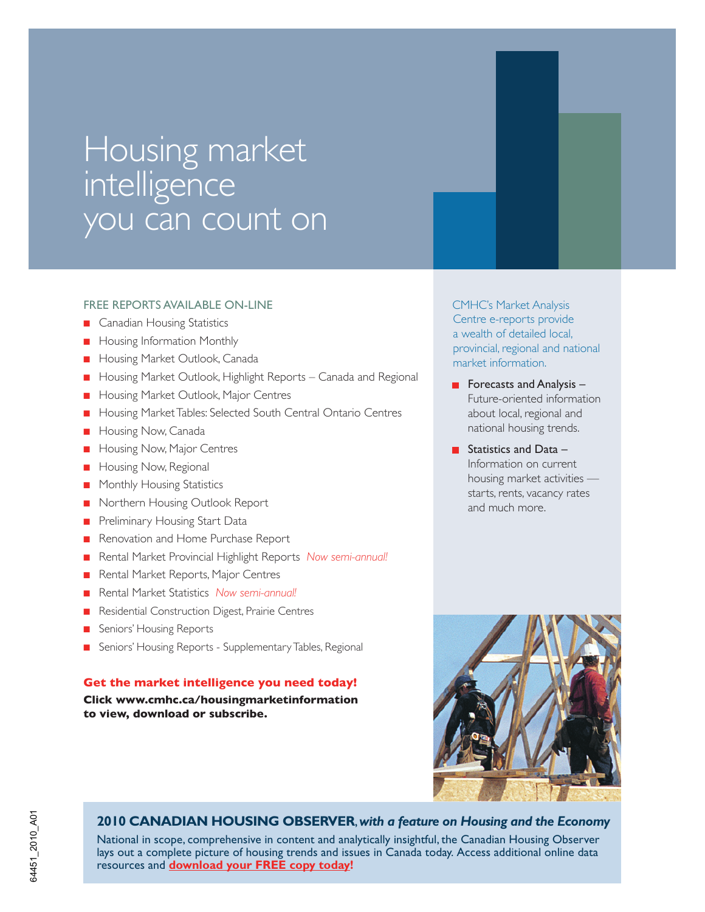# Housing market intelligence you can count on

FREE REPORTS AVAILABLE ON-LINE

- Canadian Housing Statistics
- Housing Information Monthly
- Housing Market Outlook, Canada
- Housing Market Outlook, Highlight Reports – Canada and Regional
- Housing Market Outlook, Major Centres
- Housing Market Tables: Selected South Central Ontario Centres
- Housing Now, Canada
- Housing Now, Major Centres
- Housing Now, Regional
- Monthly Housing Statistics
- Northern Housing Outlook Report
- Preliminary Housing Start Data
- Renovation and Home Purchase Report
- Rental Market Provincial Highlight Reports *Now semi-annual!*
- Rental Market Reports, Major Centres
- Rental Market Statistics *Now semi-annual!*
- Residential Construction Digest, Prairie Centres
- Seniors' Housing Reports
- Seniors' Housing Reports - Supplementary Tables, Regional

**Get the market intelligence you need today!**

**Click www.cmhc.ca/housingmarketinformation to view, download or subscribe.**

CMHC's Market Analysis Centre e-reports provide a wealth of detailed local, provincial, regional and national market information.

- Forecasts and Analysis – Future-oriented information about local, regional and national housing trends.
- Statistics and Data – Information on current housing market activities — starts, rents, vacancy rates and much more.

**2010 CANADIAN HOUSING OBSERVER,** ***with a feature on Housing and the Economy***

National in scope, comprehensive in content and analytically insightful, the Canadian Housing Observer lays out a complete picture of housing trends and issues in Canada today. Access additional online data resources and **download your FREE copy today!**

64451_2010_A01